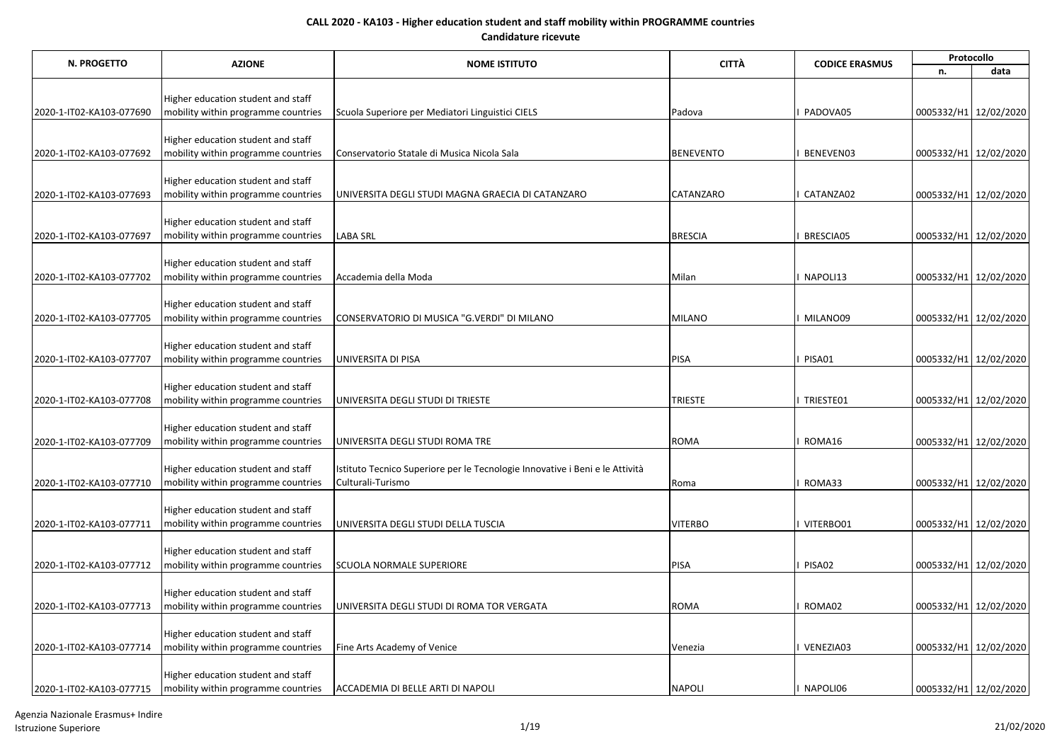**CALL 2020 - KA103 - Higher education student and staff mobility within PROGRAMME countries**

**Candidature ricevute**

| N. PROGETTO | AZIONE | NOME ISTITUTO | CITTÀ | CODICE ERASMUS | Protocollo | |
|---|---|---|---|---|---|---|
| | | | | | n. | data |
| 2020-1-IT02-KA103-077690 | Higher education student and staff mobility within programme countries | Scuola Superiore per Mediatori Linguistici CIELS | Padova | I PADOVA05 | 0005332/H1 | 12/02/2020 |
| 2020-1-IT02-KA103-077692 | Higher education student and staff mobility within programme countries | Conservatorio Statale di Musica Nicola Sala | BENEVENTO | I BENEVEN03 | 0005332/H1 | 12/02/2020 |
| 2020-1-IT02-KA103-077693 | Higher education student and staff mobility within programme countries | UNIVERSITA DEGLI STUDI MAGNA GRAECIA DI CATANZARO | CATANZARO | I CATANZA02 | 0005332/H1 | 12/02/2020 |
| 2020-1-IT02-KA103-077697 | Higher education student and staff mobility within programme countries | LABA SRL | BRESCIA | I BRESCIA05 | 0005332/H1 | 12/02/2020 |
| 2020-1-IT02-KA103-077702 | Higher education student and staff mobility within programme countries | Accademia della Moda | Milan | I NAPOLI13 | 0005332/H1 | 12/02/2020 |
| 2020-1-IT02-KA103-077705 | Higher education student and staff mobility within programme countries | CONSERVATORIO DI MUSICA "G.VERDI" DI MILANO | MILANO | I MILANO09 | 0005332/H1 | 12/02/2020 |
| 2020-1-IT02-KA103-077707 | Higher education student and staff mobility within programme countries | UNIVERSITA DI PISA | PISA | I PISA01 | 0005332/H1 | 12/02/2020 |
| 2020-1-IT02-KA103-077708 | Higher education student and staff mobility within programme countries | UNIVERSITA DEGLI STUDI DI TRIESTE | TRIESTE | I TRIESTE01 | 0005332/H1 | 12/02/2020 |
| 2020-1-IT02-KA103-077709 | Higher education student and staff mobility within programme countries | UNIVERSITA DEGLI STUDI ROMA TRE | ROMA | I ROMA16 | 0005332/H1 | 12/02/2020 |
| 2020-1-IT02-KA103-077710 | Higher education student and staff mobility within programme countries | Istituto Tecnico Superiore per le Tecnologie Innovative i Beni e le Attività Culturali-Turismo | Roma | I ROMA33 | 0005332/H1 | 12/02/2020 |
| 2020-1-IT02-KA103-077711 | Higher education student and staff mobility within programme countries | UNIVERSITA DEGLI STUDI DELLA TUSCIA | VITERBO | I VITERBO01 | 0005332/H1 | 12/02/2020 |
| 2020-1-IT02-KA103-077712 | Higher education student and staff mobility within programme countries | SCUOLA NORMALE SUPERIORE | PISA | I PISA02 | 0005332/H1 | 12/02/2020 |
| 2020-1-IT02-KA103-077713 | Higher education student and staff mobility within programme countries | UNIVERSITA DEGLI STUDI DI ROMA TOR VERGATA | ROMA | I ROMA02 | 0005332/H1 | 12/02/2020 |
| 2020-1-IT02-KA103-077714 | Higher education student and staff mobility within programme countries | Fine Arts Academy of Venice | Venezia | I VENEZIA03 | 0005332/H1 | 12/02/2020 |
| 2020-1-IT02-KA103-077715 | Higher education student and staff mobility within programme countries | ACCADEMIA DI BELLE ARTI DI NAPOLI | NAPOLI | I NAPOLI06 | 0005332/H1 | 12/02/2020 |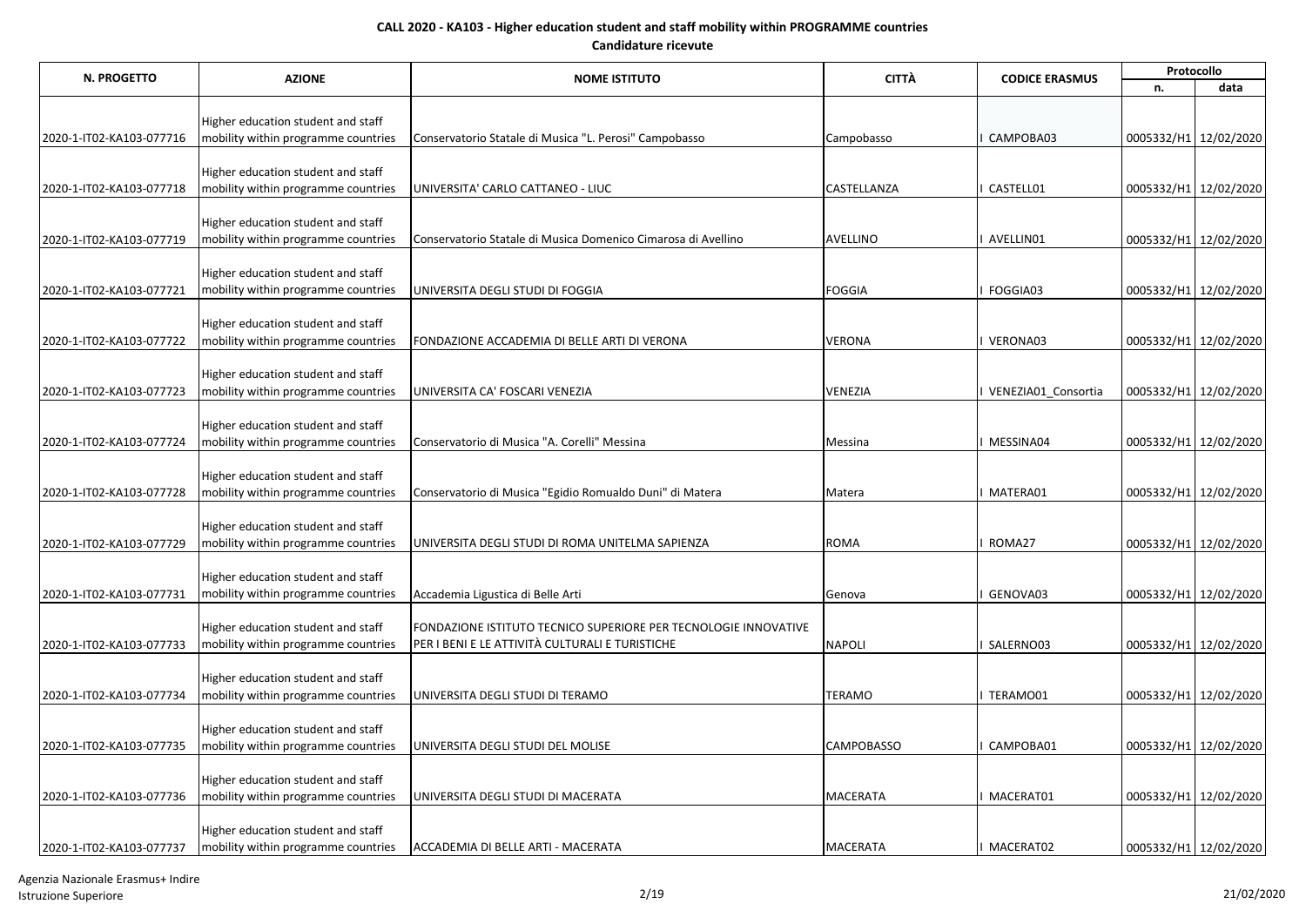**CALL 2020 - KA103 - Higher education student and staff mobility within PROGRAMME countries**
**Candidature ricevute**

| N. PROGETTO | AZIONE | NOME ISTITUTO | CITTÀ | CODICE ERASMUS | Protocollo | |
|---|---|---|---|---|---|---|
| | | | | | n. | data |
| 2020-1-IT02-KA103-077716 | Higher education student and staff mobility within programme countries | Conservatorio Statale di Musica "L. Perosi" Campobasso | Campobasso | I CAMPOBA03 | 0005332/H1 | 12/02/2020 |
| 2020-1-IT02-KA103-077718 | Higher education student and staff mobility within programme countries | UNIVERSITA' CARLO CATTANEO - LIUC | CASTELLANZA | I CASTELL01 | 0005332/H1 | 12/02/2020 |
| 2020-1-IT02-KA103-077719 | Higher education student and staff mobility within programme countries | Conservatorio Statale di Musica Domenico Cimarosa di Avellino | AVELLINO | I AVELLIN01 | 0005332/H1 | 12/02/2020 |
| 2020-1-IT02-KA103-077721 | Higher education student and staff mobility within programme countries | UNIVERSITA DEGLI STUDI DI FOGGIA | FOGGIA | I FOGGIA03 | 0005332/H1 | 12/02/2020 |
| 2020-1-IT02-KA103-077722 | Higher education student and staff mobility within programme countries | FONDAZIONE ACCADEMIA DI BELLE ARTI DI VERONA | VERONA | I VERONA03 | 0005332/H1 | 12/02/2020 |
| 2020-1-IT02-KA103-077723 | Higher education student and staff mobility within programme countries | UNIVERSITA CA' FOSCARI VENEZIA | VENEZIA | I VENEZIA01_Consortia | 0005332/H1 | 12/02/2020 |
| 2020-1-IT02-KA103-077724 | Higher education student and staff mobility within programme countries | Conservatorio di Musica "A. Corelli" Messina | Messina | I MESSINA04 | 0005332/H1 | 12/02/2020 |
| 2020-1-IT02-KA103-077728 | Higher education student and staff mobility within programme countries | Conservatorio di Musica "Egidio Romualdo Duni" di Matera | Matera | I MATERA01 | 0005332/H1 | 12/02/2020 |
| 2020-1-IT02-KA103-077729 | Higher education student and staff mobility within programme countries | UNIVERSITA DEGLI STUDI DI ROMA UNITELMA SAPIENZA | ROMA | I ROMA27 | 0005332/H1 | 12/02/2020 |
| 2020-1-IT02-KA103-077731 | Higher education student and staff mobility within programme countries | Accademia Ligustica di Belle Arti | Genova | I GENOVA03 | 0005332/H1 | 12/02/2020 |
| 2020-1-IT02-KA103-077733 | Higher education student and staff mobility within programme countries | FONDAZIONE ISTITUTO TECNICO SUPERIORE PER TECNOLOGIE INNOVATIVE PER I BENI E LE ATTIVITÀ CULTURALI E TURISTICHE | NAPOLI | I SALERNO03 | 0005332/H1 | 12/02/2020 |
| 2020-1-IT02-KA103-077734 | Higher education student and staff mobility within programme countries | UNIVERSITA DEGLI STUDI DI TERAMO | TERAMO | I TERAMO01 | 0005332/H1 | 12/02/2020 |
| 2020-1-IT02-KA103-077735 | Higher education student and staff mobility within programme countries | UNIVERSITA DEGLI STUDI DEL MOLISE | CAMPOBASSO | I CAMPOBA01 | 0005332/H1 | 12/02/2020 |
| 2020-1-IT02-KA103-077736 | Higher education student and staff mobility within programme countries | UNIVERSITA DEGLI STUDI DI MACERATA | MACERATA | I MACERAT01 | 0005332/H1 | 12/02/2020 |
| 2020-1-IT02-KA103-077737 | Higher education student and staff mobility within programme countries | ACCADEMIA DI BELLE ARTI - MACERATA | MACERATA | I MACERAT02 | 0005332/H1 | 12/02/2020 |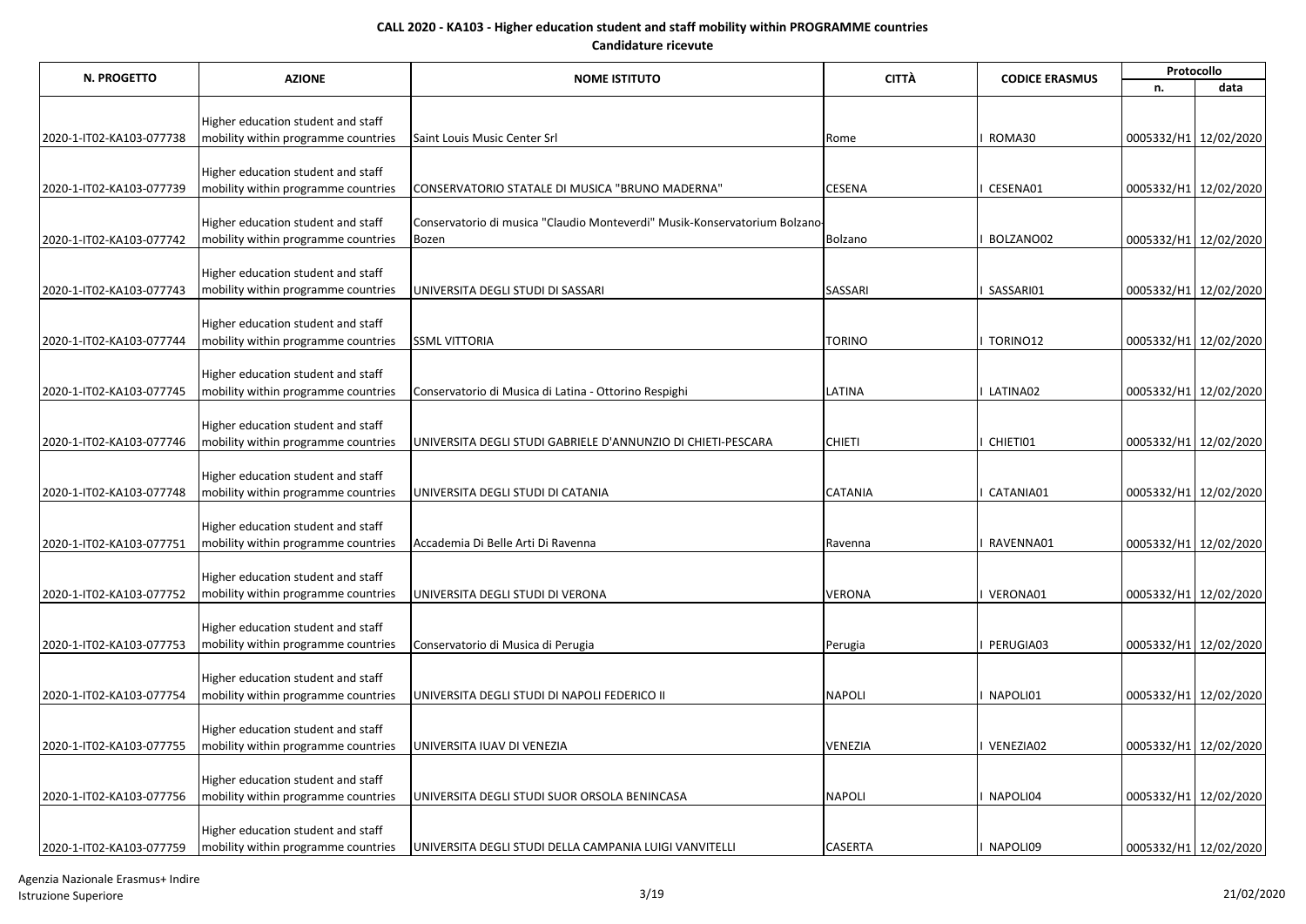**CALL 2020 - KA103 - Higher education student and staff mobility within PROGRAMME countries**

**Candidature ricevute**

| N. PROGETTO | AZIONE | NOME ISTITUTO | CITTÀ | CODICE ERASMUS | Protocollo | |
|---|---|---|---|---|---|---|
| | | | | | n. | data |
| 2020-1-IT02-KA103-077738 | Higher education student and staff mobility within programme countries | Saint Louis Music Center Srl | Rome | I ROMA30 | 0005332/H1 | 12/02/2020 |
| 2020-1-IT02-KA103-077739 | Higher education student and staff mobility within programme countries | CONSERVATORIO STATALE DI MUSICA "BRUNO MADERNA" | CESENA | I CESENA01 | 0005332/H1 | 12/02/2020 |
| 2020-1-IT02-KA103-077742 | Higher education student and staff mobility within programme countries | Conservatorio di musica "Claudio Monteverdi" Musik-Konservatorium Bolzano-Bozen | Bolzano | I BOLZANO02 | 0005332/H1 | 12/02/2020 |
| 2020-1-IT02-KA103-077743 | Higher education student and staff mobility within programme countries | UNIVERSITA DEGLI STUDI DI SASSARI | SASSARI | I SASSARI01 | 0005332/H1 | 12/02/2020 |
| 2020-1-IT02-KA103-077744 | Higher education student and staff mobility within programme countries | SSML VITTORIA | TORINO | I TORINO12 | 0005332/H1 | 12/02/2020 |
| 2020-1-IT02-KA103-077745 | Higher education student and staff mobility within programme countries | Conservatorio di Musica di Latina - Ottorino Respighi | LATINA | I LATINA02 | 0005332/H1 | 12/02/2020 |
| 2020-1-IT02-KA103-077746 | Higher education student and staff mobility within programme countries | UNIVERSITA DEGLI STUDI GABRIELE D'ANNUNZIO DI CHIETI-PESCARA | CHIETI | I CHIETI01 | 0005332/H1 | 12/02/2020 |
| 2020-1-IT02-KA103-077748 | Higher education student and staff mobility within programme countries | UNIVERSITA DEGLI STUDI DI CATANIA | CATANIA | I CATANIA01 | 0005332/H1 | 12/02/2020 |
| 2020-1-IT02-KA103-077751 | Higher education student and staff mobility within programme countries | Accademia Di Belle Arti Di Ravenna | Ravenna | I RAVENNA01 | 0005332/H1 | 12/02/2020 |
| 2020-1-IT02-KA103-077752 | Higher education student and staff mobility within programme countries | UNIVERSITA DEGLI STUDI DI VERONA | VERONA | I VERONA01 | 0005332/H1 | 12/02/2020 |
| 2020-1-IT02-KA103-077753 | Higher education student and staff mobility within programme countries | Conservatorio di Musica di Perugia | Perugia | I PERUGIA03 | 0005332/H1 | 12/02/2020 |
| 2020-1-IT02-KA103-077754 | Higher education student and staff mobility within programme countries | UNIVERSITA DEGLI STUDI DI NAPOLI FEDERICO II | NAPOLI | I NAPOLI01 | 0005332/H1 | 12/02/2020 |
| 2020-1-IT02-KA103-077755 | Higher education student and staff mobility within programme countries | UNIVERSITA IUAV DI VENEZIA | VENEZIA | I VENEZIA02 | 0005332/H1 | 12/02/2020 |
| 2020-1-IT02-KA103-077756 | Higher education student and staff mobility within programme countries | UNIVERSITA DEGLI STUDI SUOR ORSOLA BENINCASA | NAPOLI | I NAPOLI04 | 0005332/H1 | 12/02/2020 |
| 2020-1-IT02-KA103-077759 | Higher education student and staff mobility within programme countries | UNIVERSITA DEGLI STUDI DELLA CAMPANIA LUIGI VANVITELLI | CASERTA | I NAPOLI09 | 0005332/H1 | 12/02/2020 |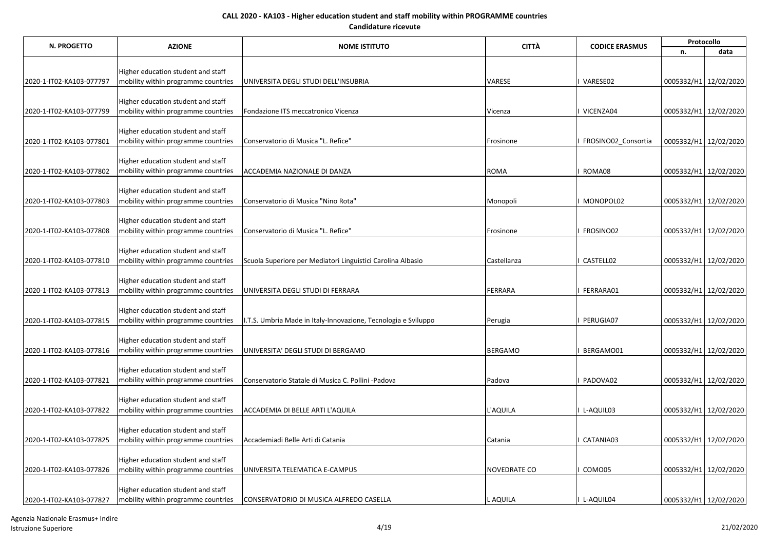**CALL 2020 - KA103 - Higher education student and staff mobility within PROGRAMME countries**

**Candidature ricevute**

| N. PROGETTO | AZIONE | NOME ISTITUTO | CITTÀ | CODICE ERASMUS | Protocollo | |
|---|---|---|---|---|---|---|
| | | | | | n. | data |
| 2020-1-IT02-KA103-077797 | Higher education student and staff mobility within programme countries | UNIVERSITA DEGLI STUDI DELL'INSUBRIA | VARESE | I VARESE02 | 0005332/H1 | 12/02/2020 |
| 2020-1-IT02-KA103-077799 | Higher education student and staff mobility within programme countries | Fondazione ITS meccatronico Vicenza | Vicenza | I VICENZA04 | 0005332/H1 | 12/02/2020 |
| 2020-1-IT02-KA103-077801 | Higher education student and staff mobility within programme countries | Conservatorio di Musica "L. Refice" | Frosinone | I FROSINO02_Consortia | 0005332/H1 | 12/02/2020 |
| 2020-1-IT02-KA103-077802 | Higher education student and staff mobility within programme countries | ACCADEMIA NAZIONALE DI DANZA | ROMA | I ROMA08 | 0005332/H1 | 12/02/2020 |
| 2020-1-IT02-KA103-077803 | Higher education student and staff mobility within programme countries | Conservatorio di Musica "Nino Rota" | Monopoli | I MONOPOL02 | 0005332/H1 | 12/02/2020 |
| 2020-1-IT02-KA103-077808 | Higher education student and staff mobility within programme countries | Conservatorio di Musica "L. Refice" | Frosinone | I FROSINO02 | 0005332/H1 | 12/02/2020 |
| 2020-1-IT02-KA103-077810 | Higher education student and staff mobility within programme countries | Scuola Superiore per Mediatori Linguistici Carolina Albasio | Castellanza | I CASTELL02 | 0005332/H1 | 12/02/2020 |
| 2020-1-IT02-KA103-077813 | Higher education student and staff mobility within programme countries | UNIVERSITA DEGLI STUDI DI FERRARA | FERRARA | I FERRARA01 | 0005332/H1 | 12/02/2020 |
| 2020-1-IT02-KA103-077815 | Higher education student and staff mobility within programme countries | I.T.S. Umbria Made in Italy-Innovazione, Tecnologia e Sviluppo | Perugia | I PERUGIA07 | 0005332/H1 | 12/02/2020 |
| 2020-1-IT02-KA103-077816 | Higher education student and staff mobility within programme countries | UNIVERSITA' DEGLI STUDI DI BERGAMO | BERGAMO | I BERGAMO01 | 0005332/H1 | 12/02/2020 |
| 2020-1-IT02-KA103-077821 | Higher education student and staff mobility within programme countries | Conservatorio Statale di Musica C. Pollini -Padova | Padova | I PADOVA02 | 0005332/H1 | 12/02/2020 |
| 2020-1-IT02-KA103-077822 | Higher education student and staff mobility within programme countries | ACCADEMIA DI BELLE ARTI L'AQUILA | L'AQUILA | I L-AQUIL03 | 0005332/H1 | 12/02/2020 |
| 2020-1-IT02-KA103-077825 | Higher education student and staff mobility within programme countries | Accademiadi Belle Arti di Catania | Catania | I CATANIA03 | 0005332/H1 | 12/02/2020 |
| 2020-1-IT02-KA103-077826 | Higher education student and staff mobility within programme countries | UNIVERSITA TELEMATICA E-CAMPUS | NOVEDRATE CO | I COMO05 | 0005332/H1 | 12/02/2020 |
| 2020-1-IT02-KA103-077827 | Higher education student and staff mobility within programme countries | CONSERVATORIO DI MUSICA ALFREDO CASELLA | L AQUILA | I L-AQUIL04 | 0005332/H1 | 12/02/2020 |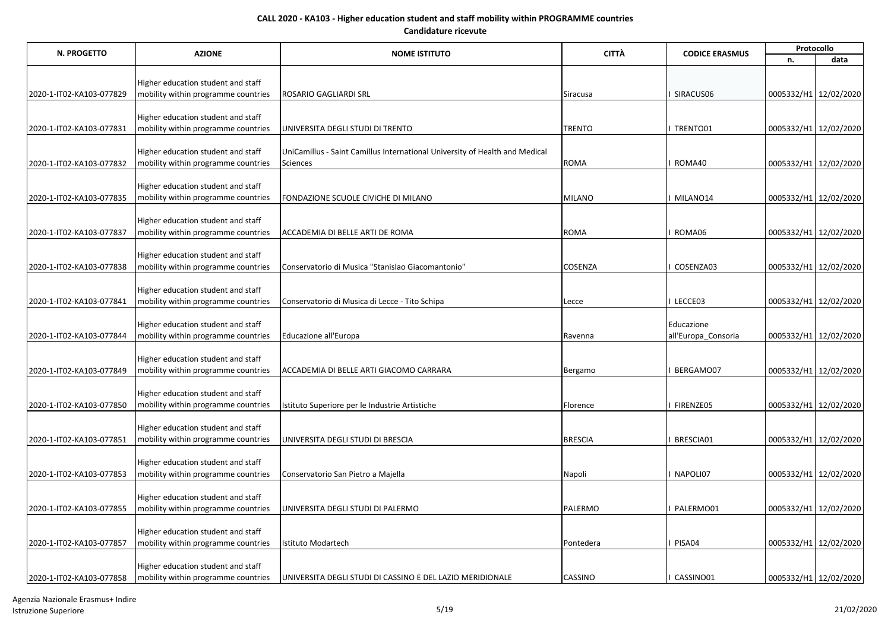**CALL 2020 - KA103 - Higher education student and staff mobility within PROGRAMME countries**

**Candidature ricevute**

| N. PROGETTO | AZIONE | NOME ISTITUTO | CITTÀ | CODICE ERASMUS | Protocollo | |
|---|---|---|---|---|---|---|
| | | | | | n. | data |
| 2020-1-IT02-KA103-077829 | Higher education student and staff mobility within programme countries | ROSARIO GAGLIARDI SRL | Siracusa | I SIRACUS06 | 0005332/H1 | 12/02/2020 |
| 2020-1-IT02-KA103-077831 | Higher education student and staff mobility within programme countries | UNIVERSITA DEGLI STUDI DI TRENTO | TRENTO | I TRENTO01 | 0005332/H1 | 12/02/2020 |
| 2020-1-IT02-KA103-077832 | Higher education student and staff mobility within programme countries | UniCamillus - Saint Camillus International University of Health and Medical Sciences | ROMA | I ROMA40 | 0005332/H1 | 12/02/2020 |
| 2020-1-IT02-KA103-077835 | Higher education student and staff mobility within programme countries | FONDAZIONE SCUOLE CIVICHE DI MILANO | MILANO | I MILANO14 | 0005332/H1 | 12/02/2020 |
| 2020-1-IT02-KA103-077837 | Higher education student and staff mobility within programme countries | ACCADEMIA DI BELLE ARTI DE ROMA | ROMA | I ROMA06 | 0005332/H1 | 12/02/2020 |
| 2020-1-IT02-KA103-077838 | Higher education student and staff mobility within programme countries | Conservatorio di Musica "Stanislao Giacomantonio" | COSENZA | I COSENZA03 | 0005332/H1 | 12/02/2020 |
| 2020-1-IT02-KA103-077841 | Higher education student and staff mobility within programme countries | Conservatorio di Musica di Lecce - Tito Schipa | Lecce | I LECCE03 | 0005332/H1 | 12/02/2020 |
| 2020-1-IT02-KA103-077844 | Higher education student and staff mobility within programme countries | Educazione all'Europa | Ravenna | Educazione all'Europa_Consoria | 0005332/H1 | 12/02/2020 |
| 2020-1-IT02-KA103-077849 | Higher education student and staff mobility within programme countries | ACCADEMIA DI BELLE ARTI GIACOMO CARRARA | Bergamo | I BERGAMO07 | 0005332/H1 | 12/02/2020 |
| 2020-1-IT02-KA103-077850 | Higher education student and staff mobility within programme countries | Istituto Superiore per le Industrie Artistiche | Florence | I FIRENZE05 | 0005332/H1 | 12/02/2020 |
| 2020-1-IT02-KA103-077851 | Higher education student and staff mobility within programme countries | UNIVERSITA DEGLI STUDI DI BRESCIA | BRESCIA | I BRESCIA01 | 0005332/H1 | 12/02/2020 |
| 2020-1-IT02-KA103-077853 | Higher education student and staff mobility within programme countries | Conservatorio San Pietro a Majella | Napoli | I NAPOLI07 | 0005332/H1 | 12/02/2020 |
| 2020-1-IT02-KA103-077855 | Higher education student and staff mobility within programme countries | UNIVERSITA DEGLI STUDI DI PALERMO | PALERMO | I PALERMO01 | 0005332/H1 | 12/02/2020 |
| 2020-1-IT02-KA103-077857 | Higher education student and staff mobility within programme countries | Istituto Modartech | Pontedera | I PISA04 | 0005332/H1 | 12/02/2020 |
| 2020-1-IT02-KA103-077858 | Higher education student and staff mobility within programme countries | UNIVERSITA DEGLI STUDI DI CASSINO E DEL LAZIO MERIDIONALE | CASSINO | I CASSINO01 | 0005332/H1 | 12/02/2020 |

Agenzia Nazionale Erasmus+ Indire
Istruzione Superiore

21/02/2020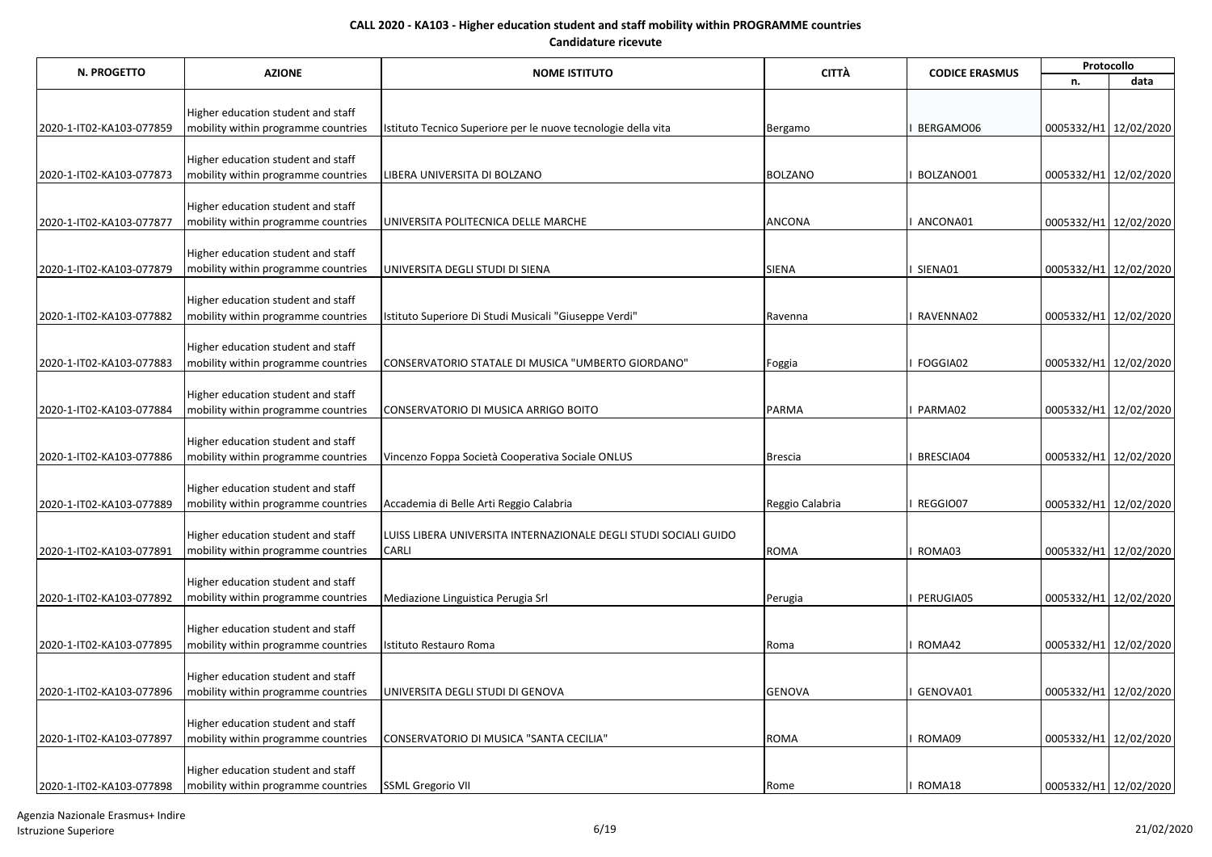**CALL 2020 - KA103 - Higher education student and staff mobility within PROGRAMME countries**

**Candidature ricevute**

| N. PROGETTO | AZIONE | NOME ISTITUTO | CITTÀ | CODICE ERASMUS | Protocollo | |
|---|---|---|---|---|---|---|
| | | | | | n. | data |
| 2020-1-IT02-KA103-077859 | Higher education student and staff mobility within programme countries | Istituto Tecnico Superiore per le nuove tecnologie della vita | Bergamo | I BERGAMO06 | 0005332/H1 | 12/02/2020 |
| 2020-1-IT02-KA103-077873 | Higher education student and staff mobility within programme countries | LIBERA UNIVERSITA DI BOLZANO | BOLZANO | I BOLZANO01 | 0005332/H1 | 12/02/2020 |
| 2020-1-IT02-KA103-077877 | Higher education student and staff mobility within programme countries | UNIVERSITA POLITECNICA DELLE MARCHE | ANCONA | I ANCONA01 | 0005332/H1 | 12/02/2020 |
| 2020-1-IT02-KA103-077879 | Higher education student and staff mobility within programme countries | UNIVERSITA DEGLI STUDI DI SIENA | SIENA | I SIENA01 | 0005332/H1 | 12/02/2020 |
| 2020-1-IT02-KA103-077882 | Higher education student and staff mobility within programme countries | Istituto Superiore Di Studi Musicali "Giuseppe Verdi" | Ravenna | I RAVENNA02 | 0005332/H1 | 12/02/2020 |
| 2020-1-IT02-KA103-077883 | Higher education student and staff mobility within programme countries | CONSERVATORIO STATALE DI MUSICA "UMBERTO GIORDANO" | Foggia | I FOGGIA02 | 0005332/H1 | 12/02/2020 |
| 2020-1-IT02-KA103-077884 | Higher education student and staff mobility within programme countries | CONSERVATORIO DI MUSICA ARRIGO BOITO | PARMA | I PARMA02 | 0005332/H1 | 12/02/2020 |
| 2020-1-IT02-KA103-077886 | Higher education student and staff mobility within programme countries | Vincenzo Foppa Società Cooperativa Sociale ONLUS | Brescia | I BRESCIA04 | 0005332/H1 | 12/02/2020 |
| 2020-1-IT02-KA103-077889 | Higher education student and staff mobility within programme countries | Accademia di Belle Arti Reggio Calabria | Reggio Calabria | I REGGIO07 | 0005332/H1 | 12/02/2020 |
| 2020-1-IT02-KA103-077891 | Higher education student and staff mobility within programme countries | LUISS LIBERA UNIVERSITA INTERNAZIONALE DEGLI STUDI SOCIALI GUIDO CARLI | ROMA | I ROMA03 | 0005332/H1 | 12/02/2020 |
| 2020-1-IT02-KA103-077892 | Higher education student and staff mobility within programme countries | Mediazione Linguistica Perugia Srl | Perugia | I PERUGIA05 | 0005332/H1 | 12/02/2020 |
| 2020-1-IT02-KA103-077895 | Higher education student and staff mobility within programme countries | Istituto Restauro Roma | Roma | I ROMA42 | 0005332/H1 | 12/02/2020 |
| 2020-1-IT02-KA103-077896 | Higher education student and staff mobility within programme countries | UNIVERSITA DEGLI STUDI DI GENOVA | GENOVA | I GENOVA01 | 0005332/H1 | 12/02/2020 |
| 2020-1-IT02-KA103-077897 | Higher education student and staff mobility within programme countries | CONSERVATORIO DI MUSICA "SANTA CECILIA" | ROMA | I ROMA09 | 0005332/H1 | 12/02/2020 |
| 2020-1-IT02-KA103-077898 | Higher education student and staff mobility within programme countries | SSML Gregorio VII | Rome | I ROMA18 | 0005332/H1 | 12/02/2020 |

Agenzia Nazionale Erasmus+ Indire
Istruzione Superiore

21/02/2020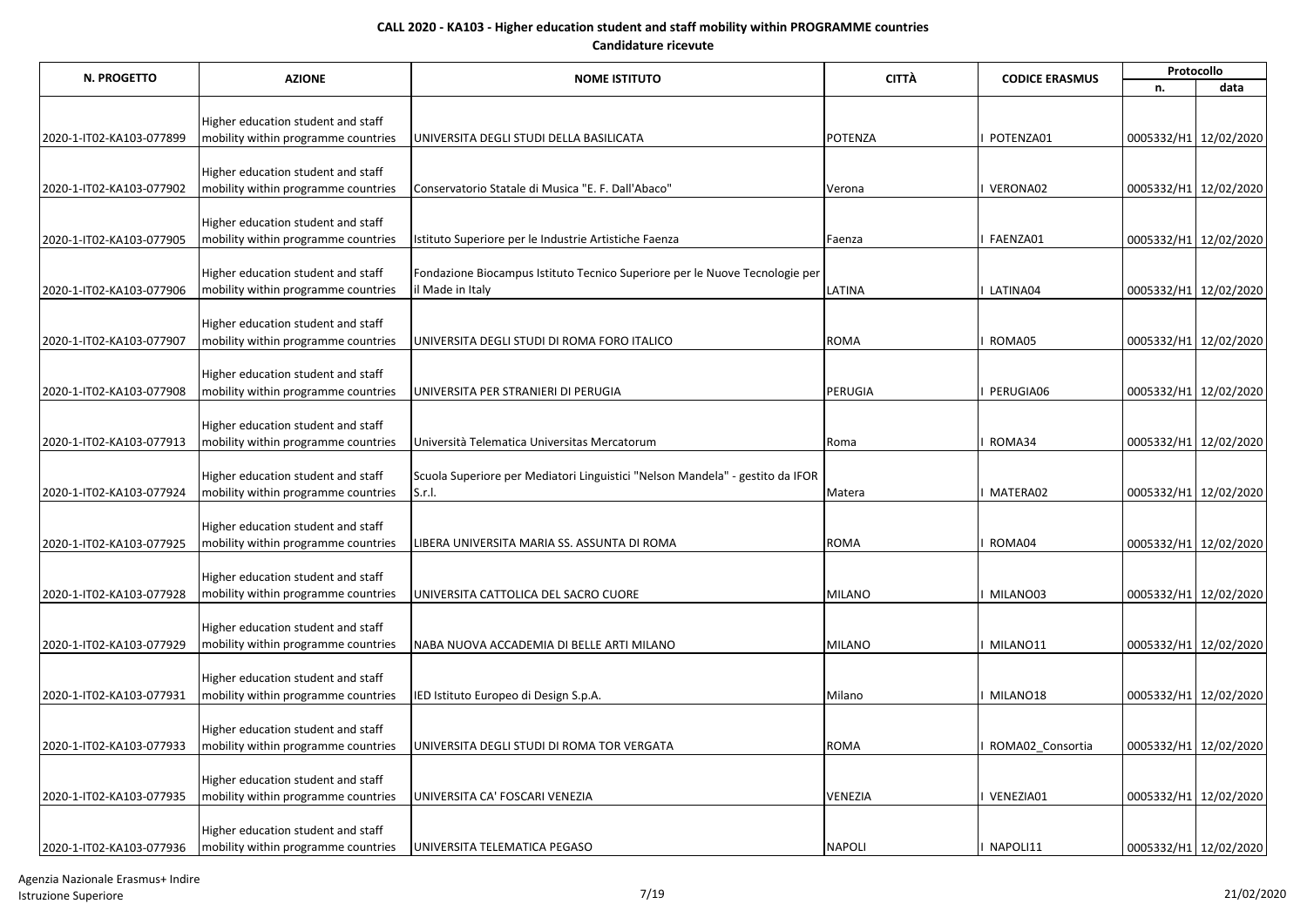**CALL 2020 - KA103 - Higher education student and staff mobility within PROGRAMME countries**

**Candidature ricevute**

| N. PROGETTO | AZIONE | NOME ISTITUTO | CITTÀ | CODICE ERASMUS | Protocollo | |
|---|---|---|---|---|---|---|
| | | | | | n. | data |
| 2020-1-IT02-KA103-077899 | Higher education student and staff mobility within programme countries | UNIVERSITA DEGLI STUDI DELLA BASILICATA | POTENZA | I POTENZA01 | 0005332/H1 | 12/02/2020 |
| 2020-1-IT02-KA103-077902 | Higher education student and staff mobility within programme countries | Conservatorio Statale di Musica "E. F. Dall'Abaco" | Verona | I VERONA02 | 0005332/H1 | 12/02/2020 |
| 2020-1-IT02-KA103-077905 | Higher education student and staff mobility within programme countries | Istituto Superiore per le Industrie Artistiche Faenza | Faenza | I FAENZA01 | 0005332/H1 | 12/02/2020 |
| 2020-1-IT02-KA103-077906 | Higher education student and staff mobility within programme countries | Fondazione Biocampus Istituto Tecnico Superiore per le Nuove Tecnologie per il Made in Italy | LATINA | I LATINA04 | 0005332/H1 | 12/02/2020 |
| 2020-1-IT02-KA103-077907 | Higher education student and staff mobility within programme countries | UNIVERSITA DEGLI STUDI DI ROMA FORO ITALICO | ROMA | I ROMA05 | 0005332/H1 | 12/02/2020 |
| 2020-1-IT02-KA103-077908 | Higher education student and staff mobility within programme countries | UNIVERSITA PER STRANIERI DI PERUGIA | PERUGIA | I PERUGIA06 | 0005332/H1 | 12/02/2020 |
| 2020-1-IT02-KA103-077913 | Higher education student and staff mobility within programme countries | Università Telematica Universitas Mercatorum | Roma | I ROMA34 | 0005332/H1 | 12/02/2020 |
| 2020-1-IT02-KA103-077924 | Higher education student and staff mobility within programme countries | Scuola Superiore per Mediatori Linguistici "Nelson Mandela" - gestito da IFOR S.r.l. | Matera | I MATERA02 | 0005332/H1 | 12/02/2020 |
| 2020-1-IT02-KA103-077925 | Higher education student and staff mobility within programme countries | LIBERA UNIVERSITA MARIA SS. ASSUNTA DI ROMA | ROMA | I ROMA04 | 0005332/H1 | 12/02/2020 |
| 2020-1-IT02-KA103-077928 | Higher education student and staff mobility within programme countries | UNIVERSITA CATTOLICA DEL SACRO CUORE | MILANO | I MILANO03 | 0005332/H1 | 12/02/2020 |
| 2020-1-IT02-KA103-077929 | Higher education student and staff mobility within programme countries | NABA NUOVA ACCADEMIA DI BELLE ARTI MILANO | MILANO | I MILANO11 | 0005332/H1 | 12/02/2020 |
| 2020-1-IT02-KA103-077931 | Higher education student and staff mobility within programme countries | IED Istituto Europeo di Design S.p.A. | Milano | I MILANO18 | 0005332/H1 | 12/02/2020 |
| 2020-1-IT02-KA103-077933 | Higher education student and staff mobility within programme countries | UNIVERSITA DEGLI STUDI DI ROMA TOR VERGATA | ROMA | I ROMA02_Consortia | 0005332/H1 | 12/02/2020 |
| 2020-1-IT02-KA103-077935 | Higher education student and staff mobility within programme countries | UNIVERSITA CA' FOSCARI VENEZIA | VENEZIA | I VENEZIA01 | 0005332/H1 | 12/02/2020 |
| 2020-1-IT02-KA103-077936 | Higher education student and staff mobility within programme countries | UNIVERSITA TELEMATICA PEGASO | NAPOLI | I NAPOLI11 | 0005332/H1 | 12/02/2020 |

Agenzia Nazionale Erasmus+ Indire
Istruzione Superiore

21/02/2020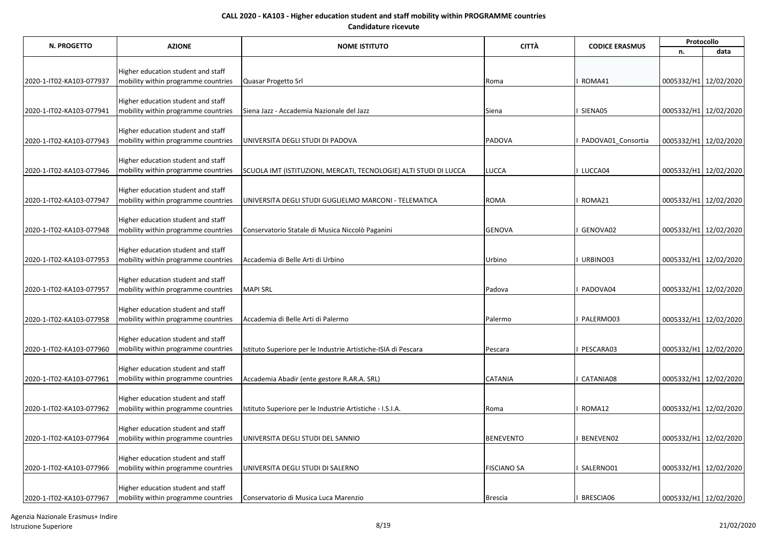**CALL 2020 - KA103 - Higher education student and staff mobility within PROGRAMME countries**

**Candidature ricevute**

| N. PROGETTO | AZIONE | NOME ISTITUTO | CITTÀ | CODICE ERASMUS | Protocollo | |
|---|---|---|---|---|---|---|
| | | | | | n. | data |
| 2020-1-IT02-KA103-077937 | Higher education student and staff mobility within programme countries | Quasar Progetto Srl | Roma | I ROMA41 | 0005332/H1 | 12/02/2020 |
| 2020-1-IT02-KA103-077941 | Higher education student and staff mobility within programme countries | Siena Jazz - Accademia Nazionale del Jazz | Siena | I SIENA05 | 0005332/H1 | 12/02/2020 |
| 2020-1-IT02-KA103-077943 | Higher education student and staff mobility within programme countries | UNIVERSITA DEGLI STUDI DI PADOVA | PADOVA | I PADOVA01_Consortia | 0005332/H1 | 12/02/2020 |
| 2020-1-IT02-KA103-077946 | Higher education student and staff mobility within programme countries | SCUOLA IMT (ISTITUZIONI, MERCATI, TECNOLOGIE) ALTI STUDI DI LUCCA | LUCCA | I LUCCA04 | 0005332/H1 | 12/02/2020 |
| 2020-1-IT02-KA103-077947 | Higher education student and staff mobility within programme countries | UNIVERSITA DEGLI STUDI GUGLIELMO MARCONI - TELEMATICA | ROMA | I ROMA21 | 0005332/H1 | 12/02/2020 |
| 2020-1-IT02-KA103-077948 | Higher education student and staff mobility within programme countries | Conservatorio Statale di Musica Niccolò Paganini | GENOVA | I GENOVA02 | 0005332/H1 | 12/02/2020 |
| 2020-1-IT02-KA103-077953 | Higher education student and staff mobility within programme countries | Accademia di Belle Arti di Urbino | Urbino | I URBINO03 | 0005332/H1 | 12/02/2020 |
| 2020-1-IT02-KA103-077957 | Higher education student and staff mobility within programme countries | MAPI SRL | Padova | I PADOVA04 | 0005332/H1 | 12/02/2020 |
| 2020-1-IT02-KA103-077958 | Higher education student and staff mobility within programme countries | Accademia di Belle Arti di Palermo | Palermo | I PALERMO03 | 0005332/H1 | 12/02/2020 |
| 2020-1-IT02-KA103-077960 | Higher education student and staff mobility within programme countries | Istituto Superiore per le Industrie Artistiche-ISIA di Pescara | Pescara | I PESCARA03 | 0005332/H1 | 12/02/2020 |
| 2020-1-IT02-KA103-077961 | Higher education student and staff mobility within programme countries | Accademia Abadir (ente gestore R.AR.A. SRL) | CATANIA | I CATANIA08 | 0005332/H1 | 12/02/2020 |
| 2020-1-IT02-KA103-077962 | Higher education student and staff mobility within programme countries | Istituto Superiore per le Industrie Artistiche - I.S.I.A. | Roma | I ROMA12 | 0005332/H1 | 12/02/2020 |
| 2020-1-IT02-KA103-077964 | Higher education student and staff mobility within programme countries | UNIVERSITA DEGLI STUDI DEL SANNIO | BENEVENTO | I BENEVEN02 | 0005332/H1 | 12/02/2020 |
| 2020-1-IT02-KA103-077966 | Higher education student and staff mobility within programme countries | UNIVERSITA DEGLI STUDI DI SALERNO | FISCIANO SA | I SALERNO01 | 0005332/H1 | 12/02/2020 |
| 2020-1-IT02-KA103-077967 | Higher education student and staff mobility within programme countries | Conservatorio di Musica Luca Marenzio | Brescia | I BRESCIA06 | 0005332/H1 | 12/02/2020 |

Agenzia Nazionale Erasmus+ Indire
Istruzione Superiore

21/02/2020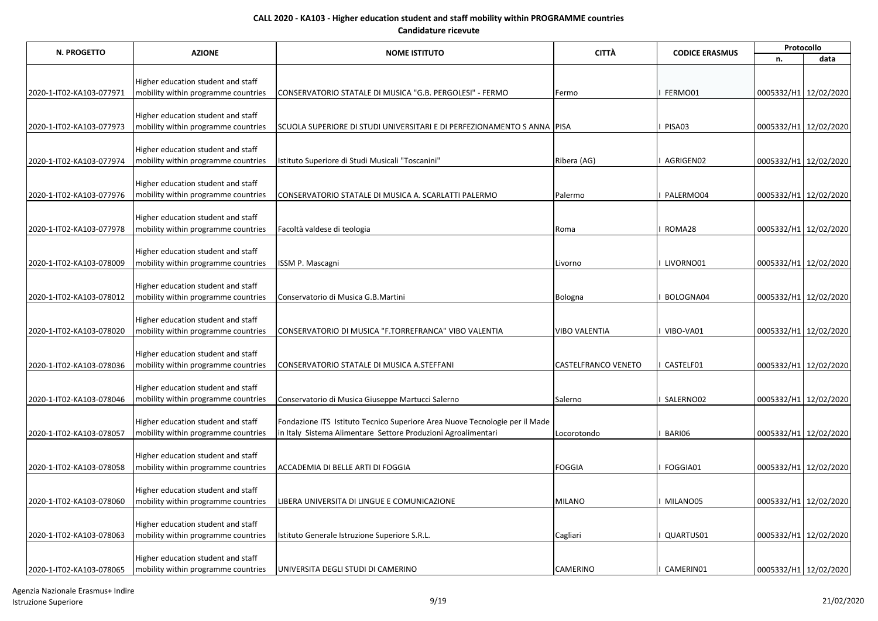**CALL 2020 - KA103 - Higher education student and staff mobility within PROGRAMME countries**
**Candidature ricevute**

| N. PROGETTO | AZIONE | NOME ISTITUTO | CITTÀ | CODICE ERASMUS | Protocollo | |
|---|---|---|---|---|---|---|
| | | | | | n. | data |
| 2020-1-IT02-KA103-077971 | Higher education student and staff mobility within programme countries | CONSERVATORIO STATALE DI MUSICA "G.B. PERGOLESI" - FERMO | Fermo | I FERMO01 | 0005332/H1 | 12/02/2020 |
| 2020-1-IT02-KA103-077973 | Higher education student and staff mobility within programme countries | SCUOLA SUPERIORE DI STUDI UNIVERSITARI E DI PERFEZIONAMENTO S ANNA | PISA | I PISA03 | 0005332/H1 | 12/02/2020 |
| 2020-1-IT02-KA103-077974 | Higher education student and staff mobility within programme countries | Istituto Superiore di Studi Musicali "Toscanini" | Ribera (AG) | I AGRIGEN02 | 0005332/H1 | 12/02/2020 |
| 2020-1-IT02-KA103-077976 | Higher education student and staff mobility within programme countries | CONSERVATORIO STATALE DI MUSICA A. SCARLATTI PALERMO | Palermo | I PALERMO04 | 0005332/H1 | 12/02/2020 |
| 2020-1-IT02-KA103-077978 | Higher education student and staff mobility within programme countries | Facoltà valdese di teologia | Roma | I ROMA28 | 0005332/H1 | 12/02/2020 |
| 2020-1-IT02-KA103-078009 | Higher education student and staff mobility within programme countries | ISSM P. Mascagni | Livorno | I LIVORNO01 | 0005332/H1 | 12/02/2020 |
| 2020-1-IT02-KA103-078012 | Higher education student and staff mobility within programme countries | Conservatorio di Musica G.B.Martini | Bologna | I BOLOGNA04 | 0005332/H1 | 12/02/2020 |
| 2020-1-IT02-KA103-078020 | Higher education student and staff mobility within programme countries | CONSERVATORIO DI MUSICA "F.TORREFRANCA" VIBO VALENTIA | VIBO VALENTIA | I VIBO-VA01 | 0005332/H1 | 12/02/2020 |
| 2020-1-IT02-KA103-078036 | Higher education student and staff mobility within programme countries | CONSERVATORIO STATALE DI MUSICA A.STEFFANI | CASTELFRANCO VENETO | I CASTELF01 | 0005332/H1 | 12/02/2020 |
| 2020-1-IT02-KA103-078046 | Higher education student and staff mobility within programme countries | Conservatorio di Musica Giuseppe Martucci Salerno | Salerno | I SALERNO02 | 0005332/H1 | 12/02/2020 |
| 2020-1-IT02-KA103-078057 | Higher education student and staff mobility within programme countries | Fondazione ITS Istituto Tecnico Superiore Area Nuove Tecnologie per il Made in Italy Sistema Alimentare Settore Produzioni Agroalimentari | Locorotondo | I BARI06 | 0005332/H1 | 12/02/2020 |
| 2020-1-IT02-KA103-078058 | Higher education student and staff mobility within programme countries | ACCADEMIA DI BELLE ARTI DI FOGGIA | FOGGIA | I FOGGIA01 | 0005332/H1 | 12/02/2020 |
| 2020-1-IT02-KA103-078060 | Higher education student and staff mobility within programme countries | LIBERA UNIVERSITA DI LINGUE E COMUNICAZIONE | MILANO | I MILANO05 | 0005332/H1 | 12/02/2020 |
| 2020-1-IT02-KA103-078063 | Higher education student and staff mobility within programme countries | Istituto Generale Istruzione Superiore S.R.L. | Cagliari | I QUARTUS01 | 0005332/H1 | 12/02/2020 |
| 2020-1-IT02-KA103-078065 | Higher education student and staff mobility within programme countries | UNIVERSITA DEGLI STUDI DI CAMERINO | CAMERINO | I CAMERIN01 | 0005332/H1 | 12/02/2020 |

Agenzia Nazionale Erasmus+ Indire
Istruzione Superiore

21/02/2020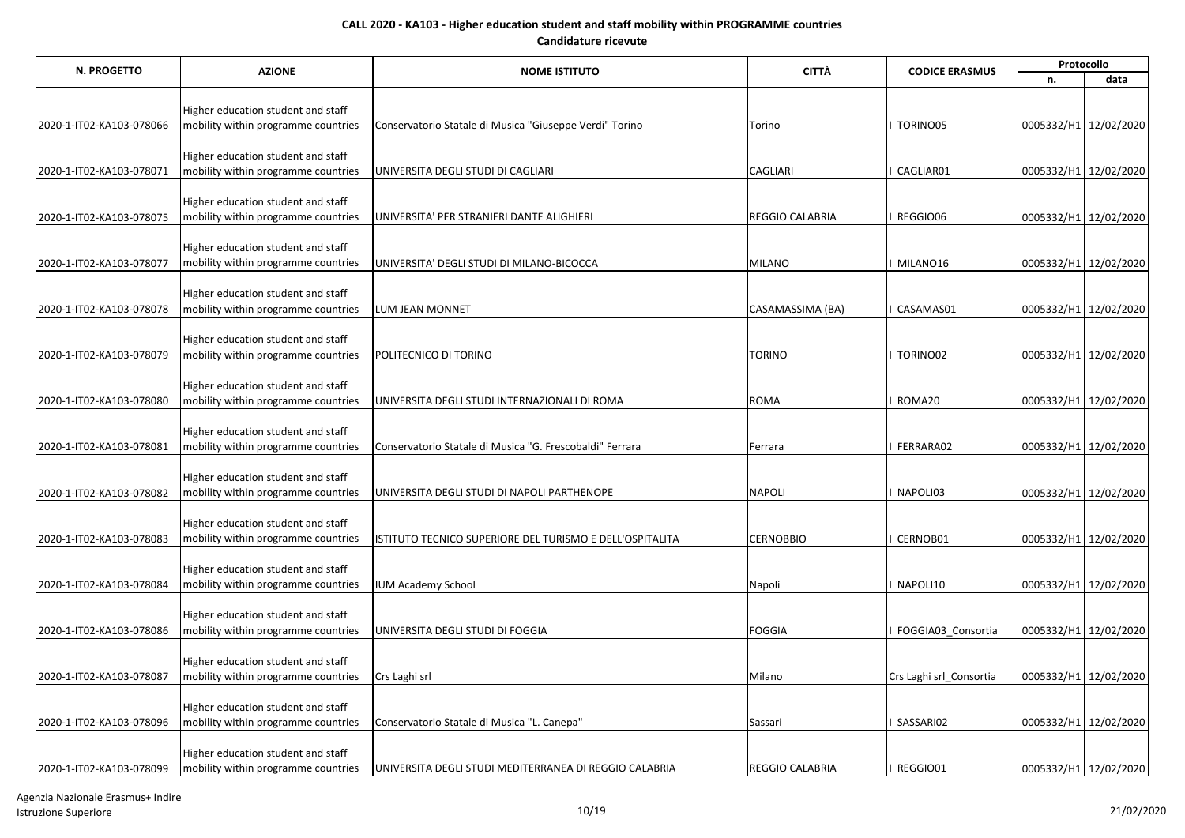**CALL 2020 - KA103 - Higher education student and staff mobility within PROGRAMME countries**

**Candidature ricevute**

| N. PROGETTO | AZIONE | NOME ISTITUTO | CITTÀ | CODICE ERASMUS | Protocollo | |
|---|---|---|---|---|---|---|
| | | | | | n. | data |
| 2020-1-IT02-KA103-078066 | Higher education student and staff mobility within programme countries | Conservatorio Statale di Musica "Giuseppe Verdi" Torino | Torino | I TORINO05 | 0005332/H1 | 12/02/2020 |
| 2020-1-IT02-KA103-078071 | Higher education student and staff mobility within programme countries | UNIVERSITA DEGLI STUDI DI CAGLIARI | CAGLIARI | I CAGLIAR01 | 0005332/H1 | 12/02/2020 |
| 2020-1-IT02-KA103-078075 | Higher education student and staff mobility within programme countries | UNIVERSITA' PER STRANIERI DANTE ALIGHIERI | REGGIO CALABRIA | I REGGIO06 | 0005332/H1 | 12/02/2020 |
| 2020-1-IT02-KA103-078077 | Higher education student and staff mobility within programme countries | UNIVERSITA' DEGLI STUDI DI MILANO-BICOCCA | MILANO | I MILANO16 | 0005332/H1 | 12/02/2020 |
| 2020-1-IT02-KA103-078078 | Higher education student and staff mobility within programme countries | LUM JEAN MONNET | CASAMASSIMA (BA) | I CASAMAS01 | 0005332/H1 | 12/02/2020 |
| 2020-1-IT02-KA103-078079 | Higher education student and staff mobility within programme countries | POLITECNICO DI TORINO | TORINO | I TORINO02 | 0005332/H1 | 12/02/2020 |
| 2020-1-IT02-KA103-078080 | Higher education student and staff mobility within programme countries | UNIVERSITA DEGLI STUDI INTERNAZIONALI DI ROMA | ROMA | I ROMA20 | 0005332/H1 | 12/02/2020 |
| 2020-1-IT02-KA103-078081 | Higher education student and staff mobility within programme countries | Conservatorio Statale di Musica "G. Frescobaldi" Ferrara | Ferrara | I FERRARA02 | 0005332/H1 | 12/02/2020 |
| 2020-1-IT02-KA103-078082 | Higher education student and staff mobility within programme countries | UNIVERSITA DEGLI STUDI DI NAPOLI PARTHENOPE | NAPOLI | I NAPOLI03 | 0005332/H1 | 12/02/2020 |
| 2020-1-IT02-KA103-078083 | Higher education student and staff mobility within programme countries | ISTITUTO TECNICO SUPERIORE DEL TURISMO E DELL'OSPITALITA | CERNOBBIO | I CERNOB01 | 0005332/H1 | 12/02/2020 |
| 2020-1-IT02-KA103-078084 | Higher education student and staff mobility within programme countries | IUM Academy School | Napoli | I NAPOLI10 | 0005332/H1 | 12/02/2020 |
| 2020-1-IT02-KA103-078086 | Higher education student and staff mobility within programme countries | UNIVERSITA DEGLI STUDI DI FOGGIA | FOGGIA | I FOGGIA03_Consortia | 0005332/H1 | 12/02/2020 |
| 2020-1-IT02-KA103-078087 | Higher education student and staff mobility within programme countries | Crs Laghi srl | Milano | Crs Laghi srl_Consortia | 0005332/H1 | 12/02/2020 |
| 2020-1-IT02-KA103-078096 | Higher education student and staff mobility within programme countries | Conservatorio Statale di Musica "L. Canepa" | Sassari | I SASSARI02 | 0005332/H1 | 12/02/2020 |
| 2020-1-IT02-KA103-078099 | Higher education student and staff mobility within programme countries | UNIVERSITA DEGLI STUDI MEDITERRANEA DI REGGIO CALABRIA | REGGIO CALABRIA | I REGGIO01 | 0005332/H1 | 12/02/2020 |

Agenzia Nazionale Erasmus+ Indire
Istruzione Superiore

21/02/2020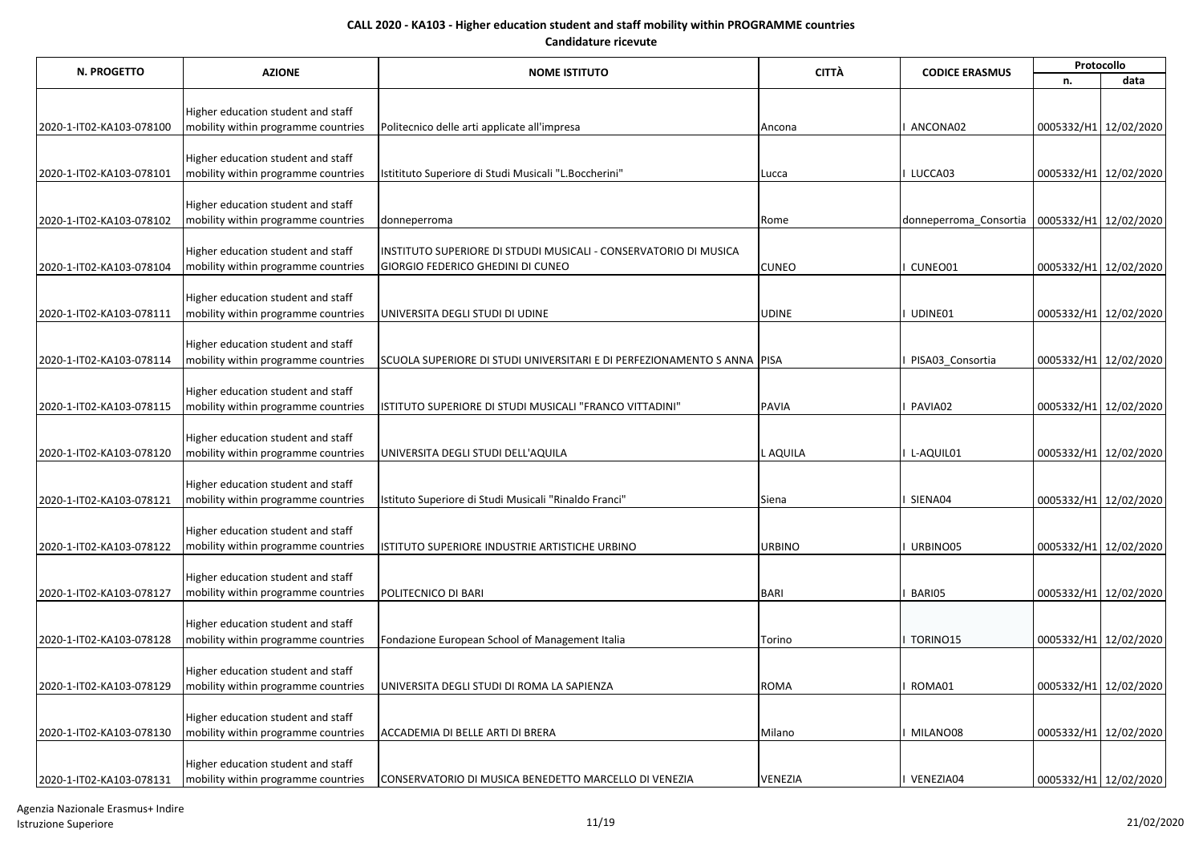**CALL 2020 - KA103 - Higher education student and staff mobility within PROGRAMME countries**

**Candidature ricevute**

| N. PROGETTO | AZIONE | NOME ISTITUTO | CITTÀ | CODICE ERASMUS | Protocollo | |
|---|---|---|---|---|---|---|
| | | | | | n. | data |
| 2020-1-IT02-KA103-078100 | Higher education student and staff mobility within programme countries | Politecnico delle arti applicate all'impresa | Ancona | I ANCONA02 | 0005332/H1 | 12/02/2020 |
| 2020-1-IT02-KA103-078101 | Higher education student and staff mobility within programme countries | Istitituto Superiore di Studi Musicali "L.Boccherini" | Lucca | I LUCCA03 | 0005332/H1 | 12/02/2020 |
| 2020-1-IT02-KA103-078102 | Higher education student and staff mobility within programme countries | donneperroma | Rome | donneperroma_Consortia | 0005332/H1 | 12/02/2020 |
| 2020-1-IT02-KA103-078104 | Higher education student and staff mobility within programme countries | INSTITUTO SUPERIORE DI STDUDI MUSICALI - CONSERVATORIO DI MUSICA GIORGIO FEDERICO GHEDINI DI CUNEO | CUNEO | I CUNEO01 | 0005332/H1 | 12/02/2020 |
| 2020-1-IT02-KA103-078111 | Higher education student and staff mobility within programme countries | UNIVERSITA DEGLI STUDI DI UDINE | UDINE | I UDINE01 | 0005332/H1 | 12/02/2020 |
| 2020-1-IT02-KA103-078114 | Higher education student and staff mobility within programme countries | SCUOLA SUPERIORE DI STUDI UNIVERSITARI E DI PERFEZIONAMENTO S ANNA | PISA | I PISA03_Consortia | 0005332/H1 | 12/02/2020 |
| 2020-1-IT02-KA103-078115 | Higher education student and staff mobility within programme countries | ISTITUTO SUPERIORE DI STUDI MUSICALI "FRANCO VITTADINI" | PAVIA | I PAVIA02 | 0005332/H1 | 12/02/2020 |
| 2020-1-IT02-KA103-078120 | Higher education student and staff mobility within programme countries | UNIVERSITA DEGLI STUDI DELL'AQUILA | L AQUILA | I L-AQUIL01 | 0005332/H1 | 12/02/2020 |
| 2020-1-IT02-KA103-078121 | Higher education student and staff mobility within programme countries | Istituto Superiore di Studi Musicali "Rinaldo Franci" | Siena | I SIENA04 | 0005332/H1 | 12/02/2020 |
| 2020-1-IT02-KA103-078122 | Higher education student and staff mobility within programme countries | ISTITUTO SUPERIORE INDUSTRIE ARTISTICHE URBINO | URBINO | I URBINO05 | 0005332/H1 | 12/02/2020 |
| 2020-1-IT02-KA103-078127 | Higher education student and staff mobility within programme countries | POLITECNICO DI BARI | BARI | I BARI05 | 0005332/H1 | 12/02/2020 |
| 2020-1-IT02-KA103-078128 | Higher education student and staff mobility within programme countries | Fondazione European School of Management Italia | Torino | I TORINO15 | 0005332/H1 | 12/02/2020 |
| 2020-1-IT02-KA103-078129 | Higher education student and staff mobility within programme countries | UNIVERSITA DEGLI STUDI DI ROMA LA SAPIENZA | ROMA | I ROMA01 | 0005332/H1 | 12/02/2020 |
| 2020-1-IT02-KA103-078130 | Higher education student and staff mobility within programme countries | ACCADEMIA DI BELLE ARTI DI BRERA | Milano | I MILANO08 | 0005332/H1 | 12/02/2020 |
| 2020-1-IT02-KA103-078131 | Higher education student and staff mobility within programme countries | CONSERVATORIO DI MUSICA BENEDETTO MARCELLO DI VENEZIA | VENEZIA | I VENEZIA04 | 0005332/H1 | 12/02/2020 |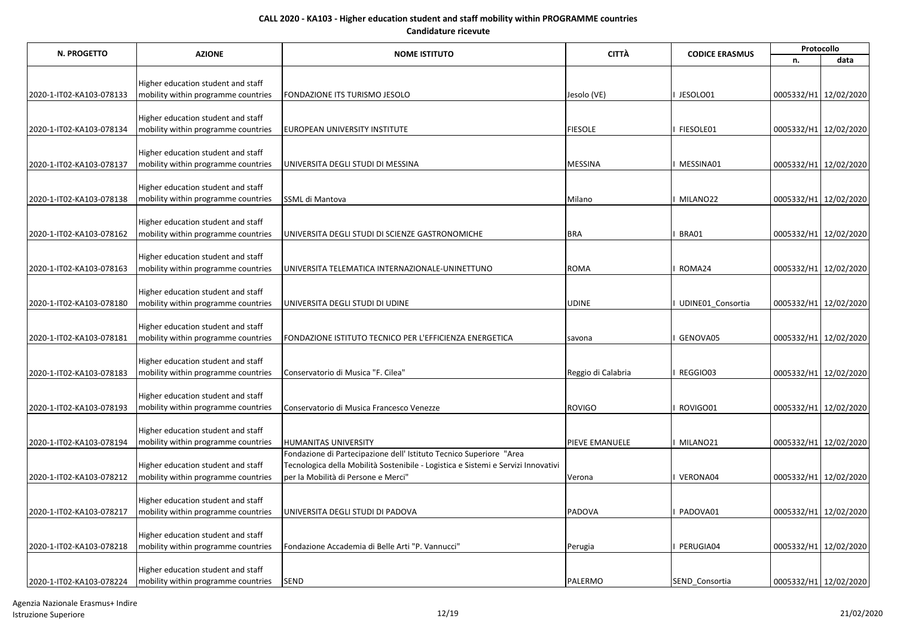**CALL 2020 - KA103 - Higher education student and staff mobility within PROGRAMME countries**

**Candidature ricevute**

| N. PROGETTO | AZIONE | NOME ISTITUTO | CITTÀ | CODICE ERASMUS | Protocollo | |
|---|---|---|---|---|---|---|
| | | | | | n. | data |
| 2020-1-IT02-KA103-078133 | Higher education student and staff mobility within programme countries | FONDAZIONE ITS TURISMO JESOLO | Jesolo (VE) | I JESOLO01 | 0005332/H1 | 12/02/2020 |
| 2020-1-IT02-KA103-078134 | Higher education student and staff mobility within programme countries | EUROPEAN UNIVERSITY INSTITUTE | FIESOLE | I FIESOLE01 | 0005332/H1 | 12/02/2020 |
| 2020-1-IT02-KA103-078137 | Higher education student and staff mobility within programme countries | UNIVERSITA DEGLI STUDI DI MESSINA | MESSINA | I MESSINA01 | 0005332/H1 | 12/02/2020 |
| 2020-1-IT02-KA103-078138 | Higher education student and staff mobility within programme countries | SSML di Mantova | Milano | I MILANO22 | 0005332/H1 | 12/02/2020 |
| 2020-1-IT02-KA103-078162 | Higher education student and staff mobility within programme countries | UNIVERSITA DEGLI STUDI DI SCIENZE GASTRONOMICHE | BRA | I BRA01 | 0005332/H1 | 12/02/2020 |
| 2020-1-IT02-KA103-078163 | Higher education student and staff mobility within programme countries | UNIVERSITA TELEMATICA INTERNAZIONALE-UNINETTUNO | ROMA | I ROMA24 | 0005332/H1 | 12/02/2020 |
| 2020-1-IT02-KA103-078180 | Higher education student and staff mobility within programme countries | UNIVERSITA DEGLI STUDI DI UDINE | UDINE | I UDINE01_Consortia | 0005332/H1 | 12/02/2020 |
| 2020-1-IT02-KA103-078181 | Higher education student and staff mobility within programme countries | FONDAZIONE ISTITUTO TECNICO PER L'EFFICIENZA ENERGETICA | savona | I GENOVA05 | 0005332/H1 | 12/02/2020 |
| 2020-1-IT02-KA103-078183 | Higher education student and staff mobility within programme countries | Conservatorio di Musica "F. Cilea" | Reggio di Calabria | I REGGIO03 | 0005332/H1 | 12/02/2020 |
| 2020-1-IT02-KA103-078193 | Higher education student and staff mobility within programme countries | Conservatorio di Musica Francesco Venezze | ROVIGO | I ROVIGO01 | 0005332/H1 | 12/02/2020 |
| 2020-1-IT02-KA103-078194 | Higher education student and staff mobility within programme countries | HUMANITAS UNIVERSITY | PIEVE EMANUELE | I MILANO21 | 0005332/H1 | 12/02/2020 |
| 2020-1-IT02-KA103-078212 | Higher education student and staff mobility within programme countries | Fondazione di Partecipazione dell' Istituto Tecnico Superiore "Area Tecnologica della Mobilità Sostenibile - Logistica e Sistemi e Servizi Innovativi per la Mobilità di Persone e Merci" | Verona | I VERONA04 | 0005332/H1 | 12/02/2020 |
| 2020-1-IT02-KA103-078217 | Higher education student and staff mobility within programme countries | UNIVERSITA DEGLI STUDI DI PADOVA | PADOVA | I PADOVA01 | 0005332/H1 | 12/02/2020 |
| 2020-1-IT02-KA103-078218 | Higher education student and staff mobility within programme countries | Fondazione Accademia di Belle Arti "P. Vannucci" | Perugia | I PERUGIA04 | 0005332/H1 | 12/02/2020 |
| 2020-1-IT02-KA103-078224 | Higher education student and staff mobility within programme countries | SEND | PALERMO | SEND_Consortia | 0005332/H1 | 12/02/2020 |

Agenzia Nazionale Erasmus+ Indire
Istruzione Superiore

21/02/2020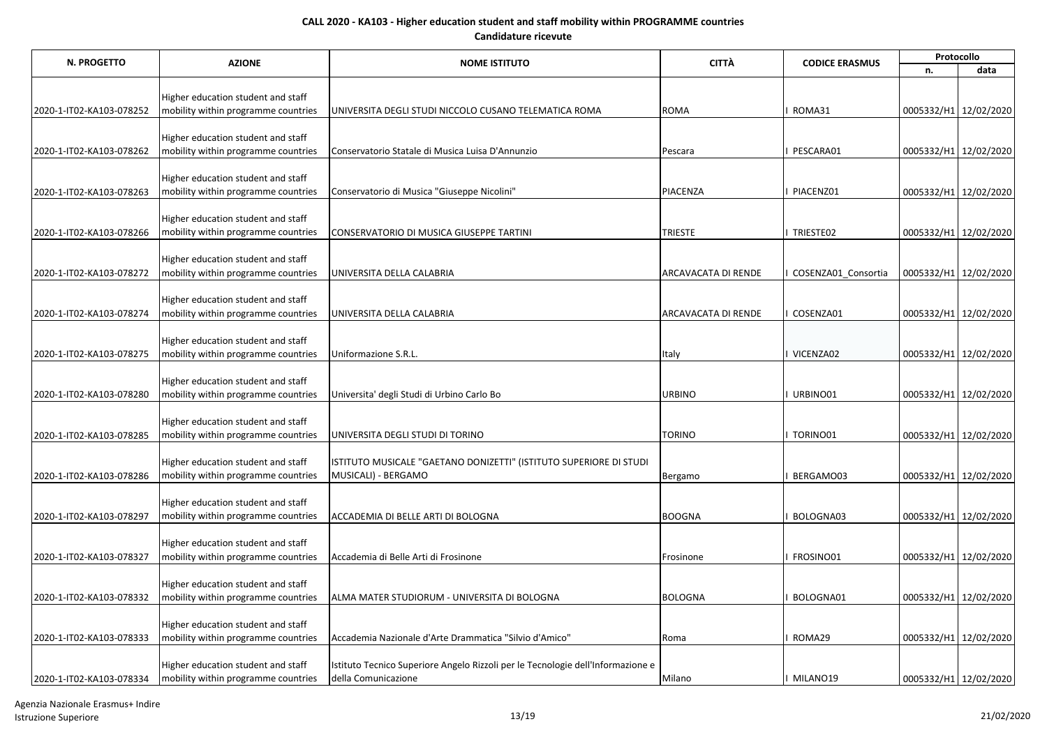**CALL 2020 - KA103 - Higher education student and staff mobility within PROGRAMME countries**
**Candidature ricevute**

| N. PROGETTO | AZIONE | NOME ISTITUTO | CITTÀ | CODICE ERASMUS | Protocollo | |
|---|---|---|---|---|---|---|
| | | | | | n. | data |
| 2020-1-IT02-KA103-078252 | Higher education student and staff mobility within programme countries | UNIVERSITA DEGLI STUDI NICCOLO CUSANO TELEMATICA ROMA | ROMA | I ROMA31 | 0005332/H1 | 12/02/2020 |
| 2020-1-IT02-KA103-078262 | Higher education student and staff mobility within programme countries | Conservatorio Statale di Musica Luisa D'Annunzio | Pescara | I PESCARA01 | 0005332/H1 | 12/02/2020 |
| 2020-1-IT02-KA103-078263 | Higher education student and staff mobility within programme countries | Conservatorio di Musica "Giuseppe Nicolini" | PIACENZA | I PIACENZ01 | 0005332/H1 | 12/02/2020 |
| 2020-1-IT02-KA103-078266 | Higher education student and staff mobility within programme countries | CONSERVATORIO DI MUSICA GIUSEPPE TARTINI | TRIESTE | I TRIESTE02 | 0005332/H1 | 12/02/2020 |
| 2020-1-IT02-KA103-078272 | Higher education student and staff mobility within programme countries | UNIVERSITA DELLA CALABRIA | ARCAVACATA DI RENDE | I COSENZA01_Consortia | 0005332/H1 | 12/02/2020 |
| 2020-1-IT02-KA103-078274 | Higher education student and staff mobility within programme countries | UNIVERSITA DELLA CALABRIA | ARCAVACATA DI RENDE | I COSENZA01 | 0005332/H1 | 12/02/2020 |
| 2020-1-IT02-KA103-078275 | Higher education student and staff mobility within programme countries | Uniformazione S.R.L. | Italy | I VICENZA02 | 0005332/H1 | 12/02/2020 |
| 2020-1-IT02-KA103-078280 | Higher education student and staff mobility within programme countries | Universita' degli Studi di Urbino Carlo Bo | URBINO | I URBINO01 | 0005332/H1 | 12/02/2020 |
| 2020-1-IT02-KA103-078285 | Higher education student and staff mobility within programme countries | UNIVERSITA DEGLI STUDI DI TORINO | TORINO | I TORINO01 | 0005332/H1 | 12/02/2020 |
| 2020-1-IT02-KA103-078286 | Higher education student and staff mobility within programme countries | ISTITUTO MUSICALE "GAETANO DONIZETTI" (ISTITUTO SUPERIORE DI STUDI MUSICALI) - BERGAMO | Bergamo | I BERGAMO03 | 0005332/H1 | 12/02/2020 |
| 2020-1-IT02-KA103-078297 | Higher education student and staff mobility within programme countries | ACCADEMIA DI BELLE ARTI DI BOLOGNA | BOOGNA | I BOLOGNA03 | 0005332/H1 | 12/02/2020 |
| 2020-1-IT02-KA103-078327 | Higher education student and staff mobility within programme countries | Accademia di Belle Arti di Frosinone | Frosinone | I FROSINO01 | 0005332/H1 | 12/02/2020 |
| 2020-1-IT02-KA103-078332 | Higher education student and staff mobility within programme countries | ALMA MATER STUDIORUM - UNIVERSITA DI BOLOGNA | BOLOGNA | I BOLOGNA01 | 0005332/H1 | 12/02/2020 |
| 2020-1-IT02-KA103-078333 | Higher education student and staff mobility within programme countries | Accademia Nazionale d'Arte Drammatica "Silvio d'Amico" | Roma | I ROMA29 | 0005332/H1 | 12/02/2020 |
| 2020-1-IT02-KA103-078334 | Higher education student and staff mobility within programme countries | Istituto Tecnico Superiore Angelo Rizzoli per le Tecnologie dell'Informazione e della Comunicazione | Milano | I MILANO19 | 0005332/H1 | 12/02/2020 |

Agenzia Nazionale Erasmus+ Indire
Istruzione Superiore

21/02/2020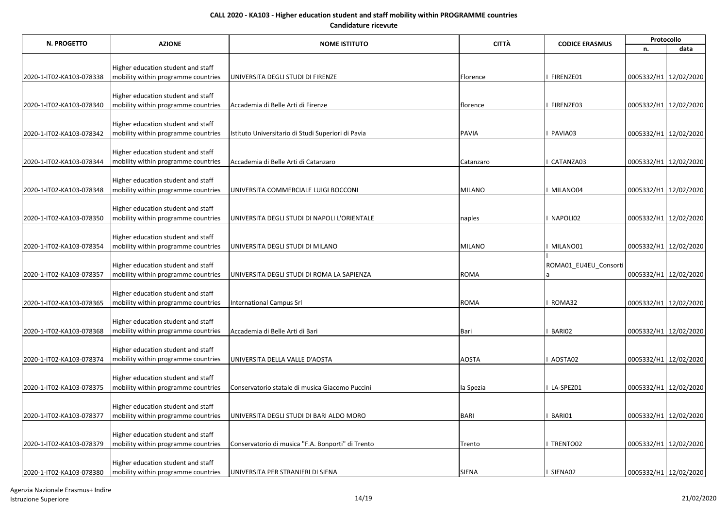**CALL 2020 - KA103 - Higher education student and staff mobility within PROGRAMME countries**

**Candidature ricevute**

| N. PROGETTO | AZIONE | NOME ISTITUTO | CITTÀ | CODICE ERASMUS | Protocollo | |
|---|---|---|---|---|---|---|
| | | | | | n. | data |
| 2020-1-IT02-KA103-078338 | Higher education student and staff mobility within programme countries | UNIVERSITA DEGLI STUDI DI FIRENZE | Florence | I FIRENZE01 | 0005332/H1 | 12/02/2020 |
| 2020-1-IT02-KA103-078340 | Higher education student and staff mobility within programme countries | Accademia di Belle Arti di Firenze | florence | I FIRENZE03 | 0005332/H1 | 12/02/2020 |
| 2020-1-IT02-KA103-078342 | Higher education student and staff mobility within programme countries | Istituto Universitario di Studi Superiori di Pavia | PAVIA | I PAVIA03 | 0005332/H1 | 12/02/2020 |
| 2020-1-IT02-KA103-078344 | Higher education student and staff mobility within programme countries | Accademia di Belle Arti di Catanzaro | Catanzaro | I CATANZA03 | 0005332/H1 | 12/02/2020 |
| 2020-1-IT02-KA103-078348 | Higher education student and staff mobility within programme countries | UNIVERSITA COMMERCIALE LUIGI BOCCONI | MILANO | I MILANO04 | 0005332/H1 | 12/02/2020 |
| 2020-1-IT02-KA103-078350 | Higher education student and staff mobility within programme countries | UNIVERSITA DEGLI STUDI DI NAPOLI L'ORIENTALE | naples | I NAPOLI02 | 0005332/H1 | 12/02/2020 |
| 2020-1-IT02-KA103-078354 | Higher education student and staff mobility within programme countries | UNIVERSITA DEGLI STUDI DI MILANO | MILANO | I MILANO01 | 0005332/H1 | 12/02/2020 |
| 2020-1-IT02-KA103-078357 | Higher education student and staff mobility within programme countries | UNIVERSITA DEGLI STUDI DI ROMA LA SAPIENZA | ROMA | I ROMA01_EU4EU_Consortia | 0005332/H1 | 12/02/2020 |
| 2020-1-IT02-KA103-078365 | Higher education student and staff mobility within programme countries | International Campus Srl | ROMA | I ROMA32 | 0005332/H1 | 12/02/2020 |
| 2020-1-IT02-KA103-078368 | Higher education student and staff mobility within programme countries | Accademia di Belle Arti di Bari | Bari | I BARI02 | 0005332/H1 | 12/02/2020 |
| 2020-1-IT02-KA103-078374 | Higher education student and staff mobility within programme countries | UNIVERSITA DELLA VALLE D'AOSTA | AOSTA | I AOSTA02 | 0005332/H1 | 12/02/2020 |
| 2020-1-IT02-KA103-078375 | Higher education student and staff mobility within programme countries | Conservatorio statale di musica Giacomo Puccini | la Spezia | I LA-SPEZ01 | 0005332/H1 | 12/02/2020 |
| 2020-1-IT02-KA103-078377 | Higher education student and staff mobility within programme countries | UNIVERSITA DEGLI STUDI DI BARI ALDO MORO | BARI | I BARI01 | 0005332/H1 | 12/02/2020 |
| 2020-1-IT02-KA103-078379 | Higher education student and staff mobility within programme countries | Conservatorio di musica "F.A. Bonporti" di Trento | Trento | I TRENTO02 | 0005332/H1 | 12/02/2020 |
| 2020-1-IT02-KA103-078380 | Higher education student and staff mobility within programme countries | UNIVERSITA PER STRANIERI DI SIENA | SIENA | I SIENA02 | 0005332/H1 | 12/02/2020 |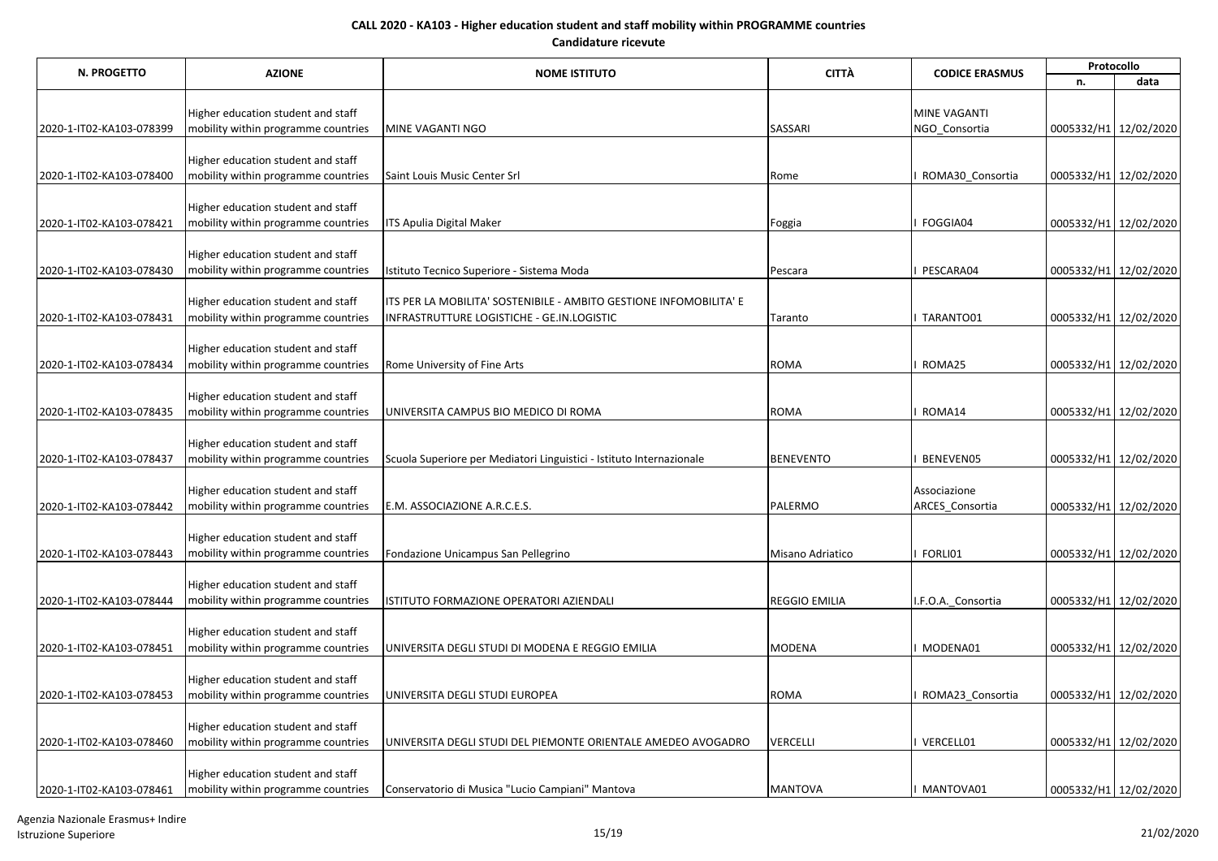**CALL 2020 - KA103 - Higher education student and staff mobility within PROGRAMME countries**

**Candidature ricevute**

| N. PROGETTO | AZIONE | NOME ISTITUTO | CITTÀ | CODICE ERASMUS | Protocollo | |
|---|---|---|---|---|---|---|
| | | | | | n. | data |
| 2020-1-IT02-KA103-078399 | Higher education student and staff mobility within programme countries | MINE VAGANTI NGO | SASSARI | MINE VAGANTI NGO_Consortia | 0005332/H1 | 12/02/2020 |
| 2020-1-IT02-KA103-078400 | Higher education student and staff mobility within programme countries | Saint Louis Music Center Srl | Rome | I ROMA30_Consortia | 0005332/H1 | 12/02/2020 |
| 2020-1-IT02-KA103-078421 | Higher education student and staff mobility within programme countries | ITS Apulia Digital Maker | Foggia | I FOGGIA04 | 0005332/H1 | 12/02/2020 |
| 2020-1-IT02-KA103-078430 | Higher education student and staff mobility within programme countries | Istituto Tecnico Superiore - Sistema Moda | Pescara | I PESCARA04 | 0005332/H1 | 12/02/2020 |
| 2020-1-IT02-KA103-078431 | Higher education student and staff mobility within programme countries | ITS PER LA MOBILITA' SOSTENIBILE - AMBITO GESTIONE INFOMOBILITA' E INFRASTRUTTURE LOGISTICHE - GE.IN.LOGISTIC | Taranto | I TARANTO01 | 0005332/H1 | 12/02/2020 |
| 2020-1-IT02-KA103-078434 | Higher education student and staff mobility within programme countries | Rome University of Fine Arts | ROMA | I ROMA25 | 0005332/H1 | 12/02/2020 |
| 2020-1-IT02-KA103-078435 | Higher education student and staff mobility within programme countries | UNIVERSITA CAMPUS BIO MEDICO DI ROMA | ROMA | I ROMA14 | 0005332/H1 | 12/02/2020 |
| 2020-1-IT02-KA103-078437 | Higher education student and staff mobility within programme countries | Scuola Superiore per Mediatori Linguistici - Istituto Internazionale | BENEVENTO | I BENEVEN05 | 0005332/H1 | 12/02/2020 |
| 2020-1-IT02-KA103-078442 | Higher education student and staff mobility within programme countries | E.M. ASSOCIAZIONE A.R.C.E.S. | PALERMO | Associazione ARCES_Consortia | 0005332/H1 | 12/02/2020 |
| 2020-1-IT02-KA103-078443 | Higher education student and staff mobility within programme countries | Fondazione Unicampus San Pellegrino | Misano Adriatico | I FORLI01 | 0005332/H1 | 12/02/2020 |
| 2020-1-IT02-KA103-078444 | Higher education student and staff mobility within programme countries | ISTITUTO FORMAZIONE OPERATORI AZIENDALI | REGGIO EMILIA | I.F.O.A._Consortia | 0005332/H1 | 12/02/2020 |
| 2020-1-IT02-KA103-078451 | Higher education student and staff mobility within programme countries | UNIVERSITA DEGLI STUDI DI MODENA E REGGIO EMILIA | MODENA | I MODENA01 | 0005332/H1 | 12/02/2020 |
| 2020-1-IT02-KA103-078453 | Higher education student and staff mobility within programme countries | UNIVERSITA DEGLI STUDI EUROPEA | ROMA | I ROMA23_Consortia | 0005332/H1 | 12/02/2020 |
| 2020-1-IT02-KA103-078460 | Higher education student and staff mobility within programme countries | UNIVERSITA DEGLI STUDI DEL PIEMONTE ORIENTALE AMEDEO AVOGADRO | VERCELLI | I VERCELL01 | 0005332/H1 | 12/02/2020 |
| 2020-1-IT02-KA103-078461 | Higher education student and staff mobility within programme countries | Conservatorio di Musica "Lucio Campiani" Mantova | MANTOVA | I MANTOVA01 | 0005332/H1 | 12/02/2020 |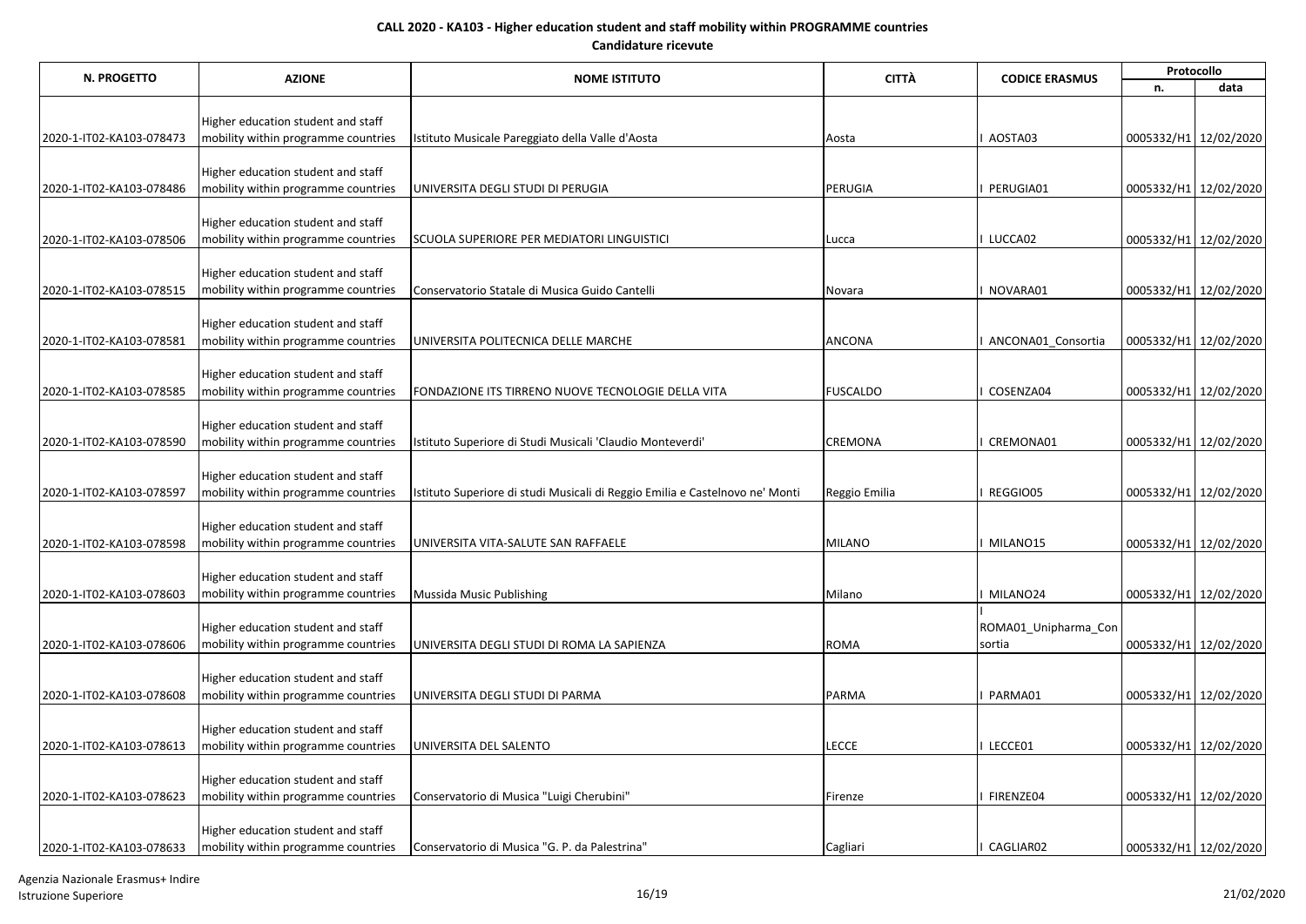**CALL 2020 - KA103 - Higher education student and staff mobility within PROGRAMME countries**

**Candidature ricevute**

| N. PROGETTO | AZIONE | NOME ISTITUTO | CITTÀ | CODICE ERASMUS | Protocollo | |
|---|---|---|---|---|---|---|
| | | | | | n. | data |
| 2020-1-IT02-KA103-078473 | Higher education student and staff mobility within programme countries | Istituto Musicale Pareggiato della Valle d'Aosta | Aosta | I AOSTA03 | 0005332/H1 | 12/02/2020 |
| 2020-1-IT02-KA103-078486 | Higher education student and staff mobility within programme countries | UNIVERSITA DEGLI STUDI DI PERUGIA | PERUGIA | I PERUGIA01 | 0005332/H1 | 12/02/2020 |
| 2020-1-IT02-KA103-078506 | Higher education student and staff mobility within programme countries | SCUOLA SUPERIORE PER MEDIATORI LINGUISTICI | Lucca | I LUCCA02 | 0005332/H1 | 12/02/2020 |
| 2020-1-IT02-KA103-078515 | Higher education student and staff mobility within programme countries | Conservatorio Statale di Musica Guido Cantelli | Novara | I NOVARA01 | 0005332/H1 | 12/02/2020 |
| 2020-1-IT02-KA103-078581 | Higher education student and staff mobility within programme countries | UNIVERSITA POLITECNICA DELLE MARCHE | ANCONA | I ANCONA01_Consortia | 0005332/H1 | 12/02/2020 |
| 2020-1-IT02-KA103-078585 | Higher education student and staff mobility within programme countries | FONDAZIONE ITS TIRRENO NUOVE TECNOLOGIE DELLA VITA | FUSCALDO | I COSENZA04 | 0005332/H1 | 12/02/2020 |
| 2020-1-IT02-KA103-078590 | Higher education student and staff mobility within programme countries | Istituto Superiore di Studi Musicali 'Claudio Monteverdi' | CREMONA | I CREMONA01 | 0005332/H1 | 12/02/2020 |
| 2020-1-IT02-KA103-078597 | Higher education student and staff mobility within programme countries | Istituto Superiore di studi Musicali di Reggio Emilia e Castelnovo ne' Monti | Reggio Emilia | I REGGIO05 | 0005332/H1 | 12/02/2020 |
| 2020-1-IT02-KA103-078598 | Higher education student and staff mobility within programme countries | UNIVERSITA VITA-SALUTE SAN RAFFAELE | MILANO | I MILANO15 | 0005332/H1 | 12/02/2020 |
| 2020-1-IT02-KA103-078603 | Higher education student and staff mobility within programme countries | Mussida Music Publishing | Milano | I MILANO24 | 0005332/H1 | 12/02/2020 |
| 2020-1-IT02-KA103-078606 | Higher education student and staff mobility within programme countries | UNIVERSITA DEGLI STUDI DI ROMA LA SAPIENZA | ROMA | I ROMA01_Unipharma_Consortia | 0005332/H1 | 12/02/2020 |
| 2020-1-IT02-KA103-078608 | Higher education student and staff mobility within programme countries | UNIVERSITA DEGLI STUDI DI PARMA | PARMA | I PARMA01 | 0005332/H1 | 12/02/2020 |
| 2020-1-IT02-KA103-078613 | Higher education student and staff mobility within programme countries | UNIVERSITA DEL SALENTO | LECCE | I LECCE01 | 0005332/H1 | 12/02/2020 |
| 2020-1-IT02-KA103-078623 | Higher education student and staff mobility within programme countries | Conservatorio di Musica "Luigi Cherubini" | Firenze | I FIRENZE04 | 0005332/H1 | 12/02/2020 |
| 2020-1-IT02-KA103-078633 | Higher education student and staff mobility within programme countries | Conservatorio di Musica "G. P. da Palestrina" | Cagliari | I CAGLIAR02 | 0005332/H1 | 12/02/2020 |

Agenzia Nazionale Erasmus+ Indire
Istruzione Superiore

21/02/2020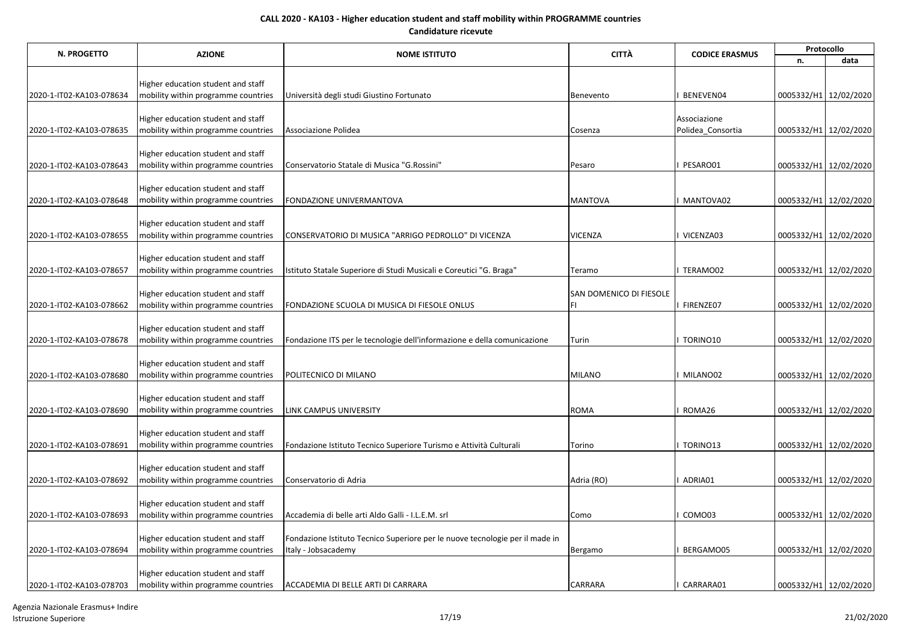**CALL 2020 - KA103 - Higher education student and staff mobility within PROGRAMME countries**

**Candidature ricevute**

| N. PROGETTO | AZIONE | NOME ISTITUTO | CITTÀ | CODICE ERASMUS | Protocollo | |
|---|---|---|---|---|---|---|
| | | | | | n. | data |
| 2020-1-IT02-KA103-078634 | Higher education student and staff mobility within programme countries | Università degli studi Giustino Fortunato | Benevento | I BENEVEN04 | 0005332/H1 | 12/02/2020 |
| 2020-1-IT02-KA103-078635 | Higher education student and staff mobility within programme countries | Associazione Polidea | Cosenza | Associazione Polidea_Consortia | 0005332/H1 | 12/02/2020 |
| 2020-1-IT02-KA103-078643 | Higher education student and staff mobility within programme countries | Conservatorio Statale di Musica "G.Rossini" | Pesaro | I PESARO01 | 0005332/H1 | 12/02/2020 |
| 2020-1-IT02-KA103-078648 | Higher education student and staff mobility within programme countries | FONDAZIONE UNIVERMANTOVA | MANTOVA | I MANTOVA02 | 0005332/H1 | 12/02/2020 |
| 2020-1-IT02-KA103-078655 | Higher education student and staff mobility within programme countries | CONSERVATORIO DI MUSICA "ARRIGO PEDROLLO" DI VICENZA | VICENZA | I VICENZA03 | 0005332/H1 | 12/02/2020 |
| 2020-1-IT02-KA103-078657 | Higher education student and staff mobility within programme countries | Istituto Statale Superiore di Studi Musicali e Coreutici "G. Braga" | Teramo | I TERAMO02 | 0005332/H1 | 12/02/2020 |
| 2020-1-IT02-KA103-078662 | Higher education student and staff mobility within programme countries | FONDAZIONE SCUOLA DI MUSICA DI FIESOLE ONLUS | SAN DOMENICO DI FIESOLE FI | I FIRENZE07 | 0005332/H1 | 12/02/2020 |
| 2020-1-IT02-KA103-078678 | Higher education student and staff mobility within programme countries | Fondazione ITS per le tecnologie dell'informazione e della comunicazione | Turin | I TORINO10 | 0005332/H1 | 12/02/2020 |
| 2020-1-IT02-KA103-078680 | Higher education student and staff mobility within programme countries | POLITECNICO DI MILANO | MILANO | I MILANO02 | 0005332/H1 | 12/02/2020 |
| 2020-1-IT02-KA103-078690 | Higher education student and staff mobility within programme countries | LINK CAMPUS UNIVERSITY | ROMA | I ROMA26 | 0005332/H1 | 12/02/2020 |
| 2020-1-IT02-KA103-078691 | Higher education student and staff mobility within programme countries | Fondazione Istituto Tecnico Superiore Turismo e Attività Culturali | Torino | I TORINO13 | 0005332/H1 | 12/02/2020 |
| 2020-1-IT02-KA103-078692 | Higher education student and staff mobility within programme countries | Conservatorio di Adria | Adria (RO) | I ADRIA01 | 0005332/H1 | 12/02/2020 |
| 2020-1-IT02-KA103-078693 | Higher education student and staff mobility within programme countries | Accademia di belle arti Aldo Galli - I.L.E.M. srl | Como | I COMO03 | 0005332/H1 | 12/02/2020 |
| 2020-1-IT02-KA103-078694 | Higher education student and staff mobility within programme countries | Fondazione Istituto Tecnico Superiore per le nuove tecnologie per il made in Italy - Jobsacademy | Bergamo | I BERGAMO05 | 0005332/H1 | 12/02/2020 |
| 2020-1-IT02-KA103-078703 | Higher education student and staff mobility within programme countries | ACCADEMIA DI BELLE ARTI DI CARRARA | CARRARA | I CARRARA01 | 0005332/H1 | 12/02/2020 |

Agenzia Nazionale Erasmus+ Indire
Istruzione Superiore

21/02/2020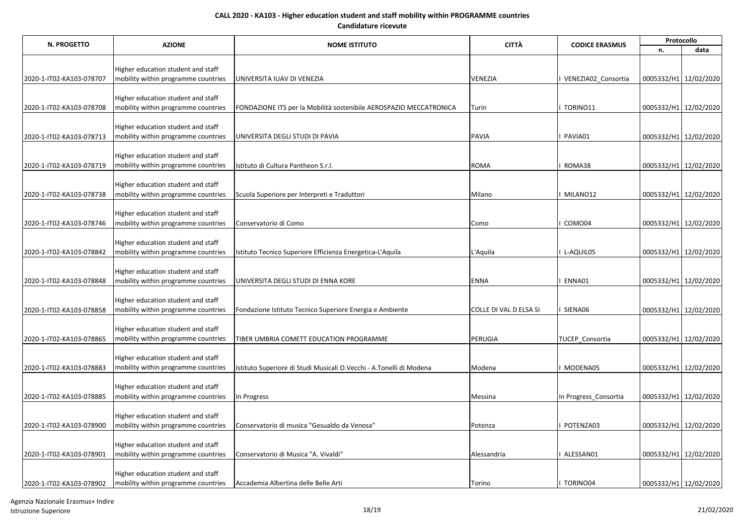**CALL 2020 - KA103 - Higher education student and staff mobility within PROGRAMME countries**

**Candidature ricevute**

| N. PROGETTO | AZIONE | NOME ISTITUTO | CITTÀ | CODICE ERASMUS | Protocollo | |
|---|---|---|---|---|---|---|
| | | | | | n. | data |
| 2020-1-IT02-KA103-078707 | Higher education student and staff mobility within programme countries | UNIVERSITA IUAV DI VENEZIA | VENEZIA | I VENEZIA02_Consortia | 0005332/H1 | 12/02/2020 |
| 2020-1-IT02-KA103-078708 | Higher education student and staff mobility within programme countries | FONDAZIONE ITS per la Mobilità sostenibile AEROSPAZIO MECCATRONICA | Turin | I TORINO11 | 0005332/H1 | 12/02/2020 |
| 2020-1-IT02-KA103-078713 | Higher education student and staff mobility within programme countries | UNIVERSITA DEGLI STUDI DI PAVIA | PAVIA | I PAVIA01 | 0005332/H1 | 12/02/2020 |
| 2020-1-IT02-KA103-078719 | Higher education student and staff mobility within programme countries | Istituto di Cultura Pantheon S.r.l. | ROMA | I ROMA38 | 0005332/H1 | 12/02/2020 |
| 2020-1-IT02-KA103-078738 | Higher education student and staff mobility within programme countries | Scuola Superiore per Interpreti e Traduttori | Milano | I MILANO12 | 0005332/H1 | 12/02/2020 |
| 2020-1-IT02-KA103-078746 | Higher education student and staff mobility within programme countries | Conservatorio di Como | Como | I COMO04 | 0005332/H1 | 12/02/2020 |
| 2020-1-IT02-KA103-078842 | Higher education student and staff mobility within programme countries | Istituto Tecnico Superiore Efficienza Energetica-L'Aquila | L'Aquila | I L-AQUIL05 | 0005332/H1 | 12/02/2020 |
| 2020-1-IT02-KA103-078848 | Higher education student and staff mobility within programme countries | UNIVERSITA DEGLI STUDI DI ENNA KORE | ENNA | I ENNA01 | 0005332/H1 | 12/02/2020 |
| 2020-1-IT02-KA103-078858 | Higher education student and staff mobility within programme countries | Fondazione Istituto Tecnico Superiore Energia e Ambiente | COLLE DI VAL D ELSA SI | I SIENA06 | 0005332/H1 | 12/02/2020 |
| 2020-1-IT02-KA103-078865 | Higher education student and staff mobility within programme countries | TIBER UMBRIA COMETT EDUCATION PROGRAMME | PERUGIA | TUCEP_Consortia | 0005332/H1 | 12/02/2020 |
| 2020-1-IT02-KA103-078883 | Higher education student and staff mobility within programme countries | Istituto Superiore di Studi Musicali O.Vecchi - A.Tonelli di Modena | Modena | I MODENA05 | 0005332/H1 | 12/02/2020 |
| 2020-1-IT02-KA103-078885 | Higher education student and staff mobility within programme countries | In Progress | Messina | In Progress_Consortia | 0005332/H1 | 12/02/2020 |
| 2020-1-IT02-KA103-078900 | Higher education student and staff mobility within programme countries | Conservatorio di musica "Gesualdo da Venosa" | Potenza | I POTENZA03 | 0005332/H1 | 12/02/2020 |
| 2020-1-IT02-KA103-078901 | Higher education student and staff mobility within programme countries | Conservatorio di Musica "A. Vivaldi" | Alessandria | I ALESSAN01 | 0005332/H1 | 12/02/2020 |
| 2020-1-IT02-KA103-078902 | Higher education student and staff mobility within programme countries | Accademia Albertina delle Belle Arti | Torino | I TORINO04 | 0005332/H1 | 12/02/2020 |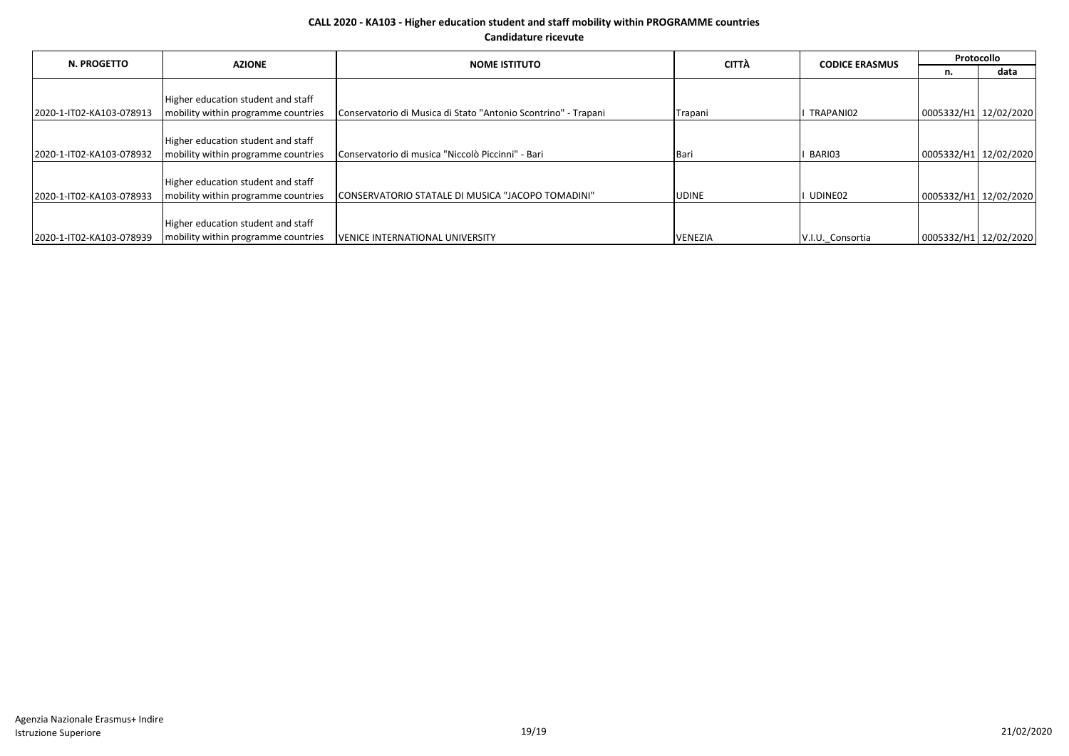**CALL 2020 - KA103 - Higher education student and staff mobility within PROGRAMME countries**

**Candidature ricevute**

| N. PROGETTO | AZIONE | NOME ISTITUTO | CITTÀ | CODICE ERASMUS | Protocollo | |
|---|---|---|---|---|---|---|
| | | | | | n. | data |
| 2020-1-IT02-KA103-078913 | Higher education student and staff mobility within programme countries | Conservatorio di Musica di Stato "Antonio Scontrino" - Trapani | Trapani | I TRAPANI02 | 0005332/H1 | 12/02/2020 |
| 2020-1-IT02-KA103-078932 | Higher education student and staff mobility within programme countries | Conservatorio di musica "Niccolò Piccinni" - Bari | Bari | I BARI03 | 0005332/H1 | 12/02/2020 |
| 2020-1-IT02-KA103-078933 | Higher education student and staff mobility within programme countries | CONSERVATORIO STATALE DI MUSICA "JACOPO TOMADINI" | UDINE | I UDINE02 | 0005332/H1 | 12/02/2020 |
| 2020-1-IT02-KA103-078939 | Higher education student and staff mobility within programme countries | VENICE INTERNATIONAL UNIVERSITY | VENEZIA | V.I.U._Consortia | 0005332/H1 | 12/02/2020 |

Agenzia Nazionale Erasmus+ Indire
Istruzione Superiore

21/02/2020